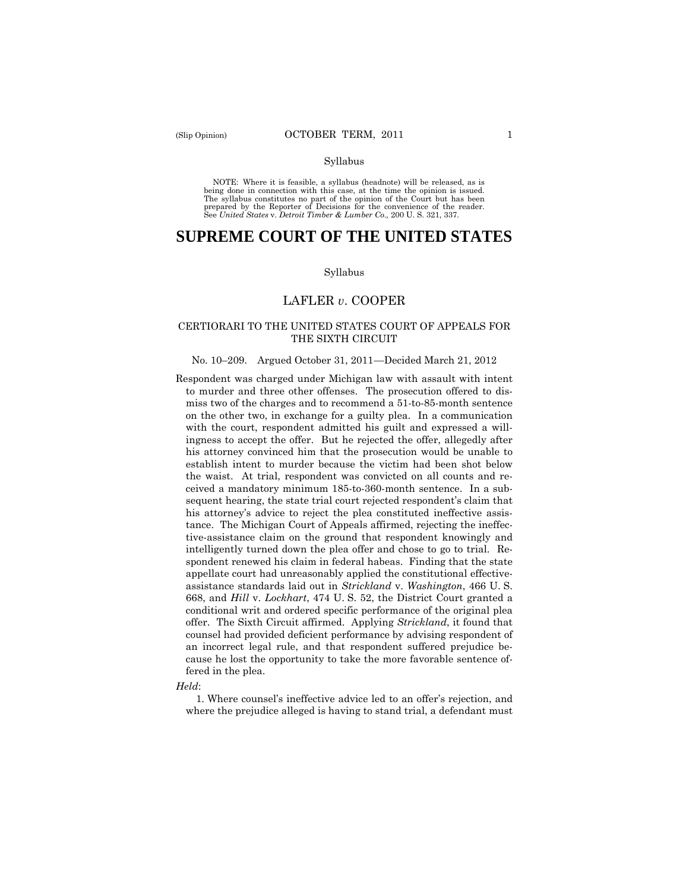Syllabus

NOTE: Where it is feasible, a syllabus (headnote) will be released, as is being done in connection with this case, at the time the opinion is issued. The syllabus constitutes no part of the opinion of the Court but has been prepared by the Reporter of Decisions for the convenience of the reader. See *United States* v. *Detroit Timber & Lumber Co.,* 200 U. S. 321, 337.

# SUPREME COURT OF THE UNITED STATES

Syllabus

## LAFLER *v.* COOPER

CERTIORARI TO THE UNITED STATES COURT OF APPEALS FOR THE SIXTH CIRCUIT

No. 10–209. Argued October 31, 2011—Decided March 21, 2012

Respondent was charged under Michigan law with assault with intent to murder and three other offenses. The prosecution offered to dismiss two of the charges and to recommend a 51-to-85-month sentence on the other two, in exchange for a guilty plea. In a communication with the court, respondent admitted his guilt and expressed a willingness to accept the offer. But he rejected the offer, allegedly after his attorney convinced him that the prosecution would be unable to establish intent to murder because the victim had been shot below the waist. At trial, respondent was convicted on all counts and received a mandatory minimum 185-to-360-month sentence. In a subsequent hearing, the state trial court rejected respondent's claim that his attorney's advice to reject the plea constituted ineffective assistance. The Michigan Court of Appeals affirmed, rejecting the ineffective-assistance claim on the ground that respondent knowingly and intelligently turned down the plea offer and chose to go to trial. Respondent renewed his claim in federal habeas. Finding that the state appellate court had unreasonably applied the constitutional effective-assistance standards laid out in *Strickland* v. *Washington*, 466 U. S. 668, and *Hill* v. *Lockhart*, 474 U. S. 52, the District Court granted a conditional writ and ordered specific performance of the original plea offer. The Sixth Circuit affirmed. Applying *Strickland*, it found that counsel had provided deficient performance by advising respondent of an incorrect legal rule, and that respondent suffered prejudice because he lost the opportunity to take the more favorable sentence offered in the plea.

*Held*:

1. Where counsel's ineffective advice led to an offer's rejection, and where the prejudice alleged is having to stand trial, a defendant must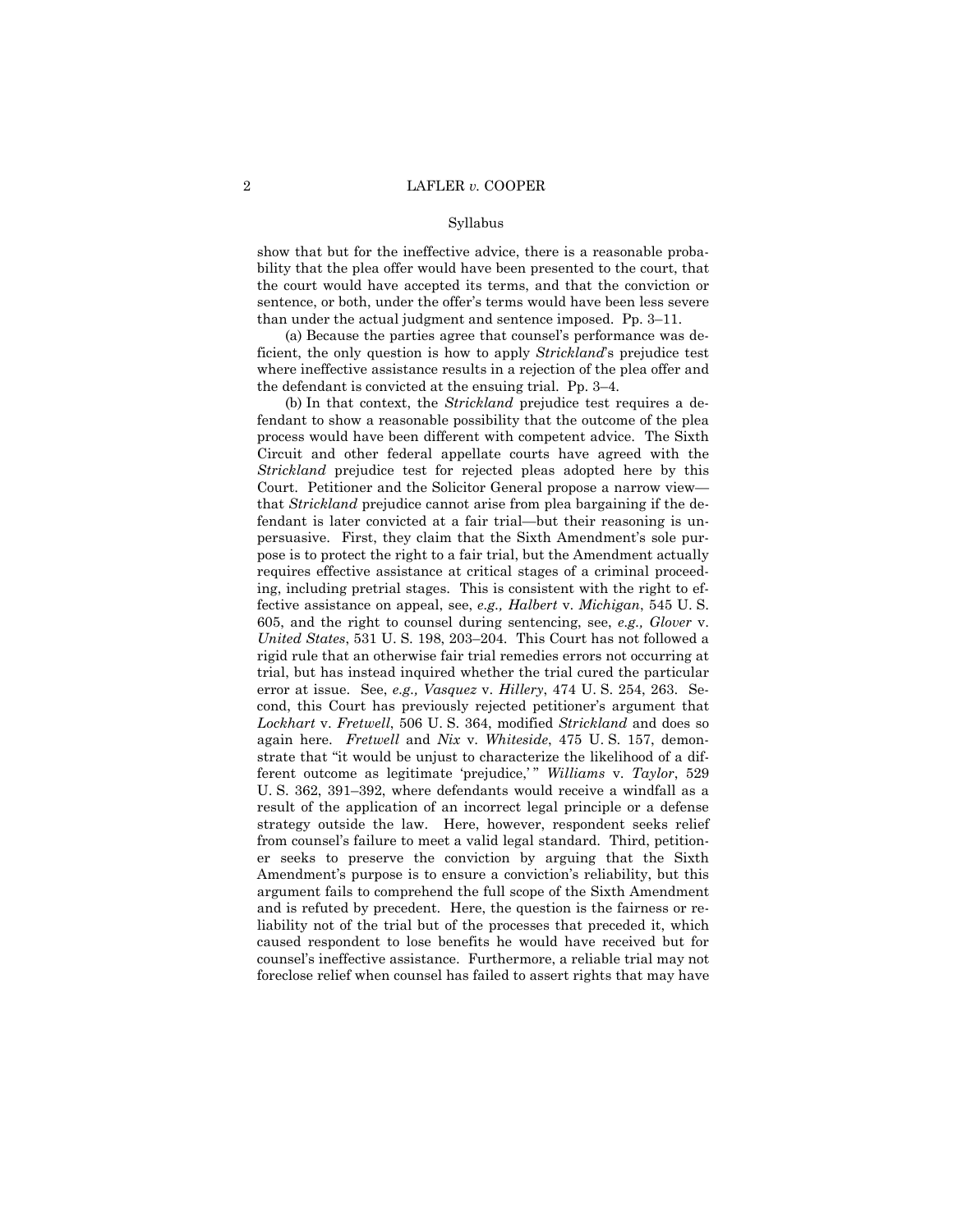show that but for the ineffective advice, there is a reasonable probability that the plea offer would have been presented to the court, that the court would have accepted its terms, and that the conviction or sentence, or both, under the offer's terms would have been less severe than under the actual judgment and sentence imposed. Pp. 3–11.

(a) Because the parties agree that counsel's performance was deficient, the only question is how to apply *Strickland*'s prejudice test where ineffective assistance results in a rejection of the plea offer and the defendant is convicted at the ensuing trial. Pp. 3–4.

(b) In that context, the *Strickland* prejudice test requires a defendant to show a reasonable possibility that the outcome of the plea process would have been different with competent advice. The Sixth Circuit and other federal appellate courts have agreed with the *Strickland* prejudice test for rejected pleas adopted here by this Court. Petitioner and the Solicitor General propose a narrow view—that *Strickland* prejudice cannot arise from plea bargaining if the defendant is later convicted at a fair trial—but their reasoning is unpersuasive. First, they claim that the Sixth Amendment's sole purpose is to protect the right to a fair trial, but the Amendment actually requires effective assistance at critical stages of a criminal proceeding, including pretrial stages. This is consistent with the right to effective assistance on appeal, see, *e.g., Halbert* v. *Michigan*, 545 U. S. 605, and the right to counsel during sentencing, see, *e.g., Glover* v. *United States*, 531 U. S. 198, 203–204. This Court has not followed a rigid rule that an otherwise fair trial remedies errors not occurring at trial, but has instead inquired whether the trial cured the particular error at issue. See, *e.g., Vasquez* v. *Hillery*, 474 U. S. 254, 263. Second, this Court has previously rejected petitioner's argument that *Lockhart* v. *Fretwell*, 506 U. S. 364, modified *Strickland* and does so again here. *Fretwell* and *Nix* v. *Whiteside*, 475 U. S. 157, demonstrate that "it would be unjust to characterize the likelihood of a different outcome as legitimate 'prejudice,'" *Williams* v. *Taylor*, 529 U. S. 362, 391–392, where defendants would receive a windfall as a result of the application of an incorrect legal principle or a defense strategy outside the law. Here, however, respondent seeks relief from counsel's failure to meet a valid legal standard. Third, petitioner seeks to preserve the conviction by arguing that the Sixth Amendment's purpose is to ensure a conviction's reliability, but this argument fails to comprehend the full scope of the Sixth Amendment and is refuted by precedent. Here, the question is the fairness or reliability not of the trial but of the processes that preceded it, which caused respondent to lose benefits he would have received but for counsel's ineffective assistance. Furthermore, a reliable trial may not foreclose relief when counsel has failed to assert rights that may have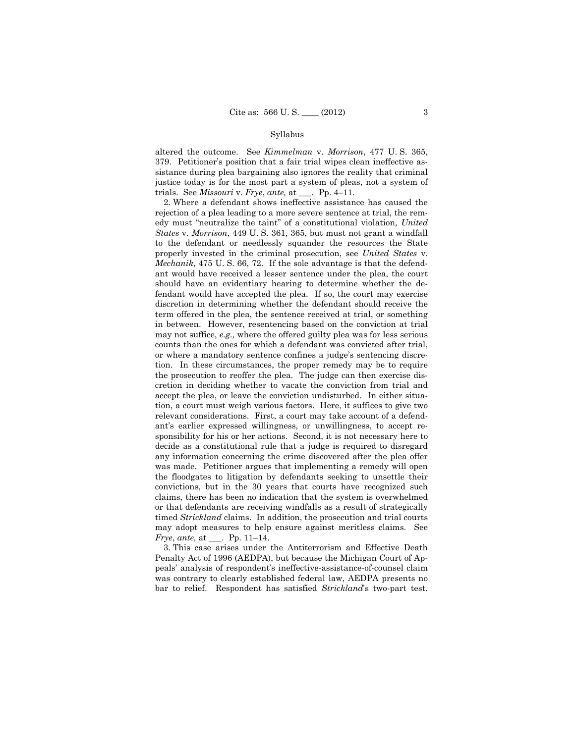altered the outcome. See *Kimmelman* v. *Morrison*, 477 U. S. 365, 379. Petitioner's position that a fair trial wipes clean ineffective assistance during plea bargaining also ignores the reality that criminal justice today is for the most part a system of pleas, not a system of trials. See *Missouri* v. *Frye*, *ante,* at ___. Pp. 4–11.

2. Where a defendant shows ineffective assistance has caused the rejection of a plea leading to a more severe sentence at trial, the remedy must "neutralize the taint" of a constitutional violation, *United States* v. *Morrison*, 449 U. S. 361, 365, but must not grant a windfall to the defendant or needlessly squander the resources the State properly invested in the criminal prosecution, see *United States* v. *Mechanik*, 475 U. S. 66, 72. If the sole advantage is that the defendant would have received a lesser sentence under the plea, the court should have an evidentiary hearing to determine whether the defendant would have accepted the plea. If so, the court may exercise discretion in determining whether the defendant should receive the term offered in the plea, the sentence received at trial, or something in between. However, resentencing based on the conviction at trial may not suffice, *e.g.,* where the offered guilty plea was for less serious counts than the ones for which a defendant was convicted after trial, or where a mandatory sentence confines a judge's sentencing discretion. In these circumstances, the proper remedy may be to require the prosecution to reoffer the plea. The judge can then exercise discretion in deciding whether to vacate the conviction from trial and accept the plea, or leave the conviction undisturbed. In either situation, a court must weigh various factors. Here, it suffices to give two relevant considerations. First, a court may take account of a defendant's earlier expressed willingness, or unwillingness, to accept responsibility for his or her actions. Second, it is not necessary here to decide as a constitutional rule that a judge is required to disregard any information concerning the crime discovered after the plea offer was made. Petitioner argues that implementing a remedy will open the floodgates to litigation by defendants seeking to unsettle their convictions, but in the 30 years that courts have recognized such claims, there has been no indication that the system is overwhelmed or that defendants are receiving windfalls as a result of strategically timed *Strickland* claims. In addition, the prosecution and trial courts may adopt measures to help ensure against meritless claims. See *Frye*, *ante,* at ___. Pp. 11–14.

3. This case arises under the Antiterrorism and Effective Death Penalty Act of 1996 (AEDPA), but because the Michigan Court of Appeals' analysis of respondent's ineffective-assistance-of-counsel claim was contrary to clearly established federal law, AEDPA presents no bar to relief. Respondent has satisfied *Strickland*'s two-part test.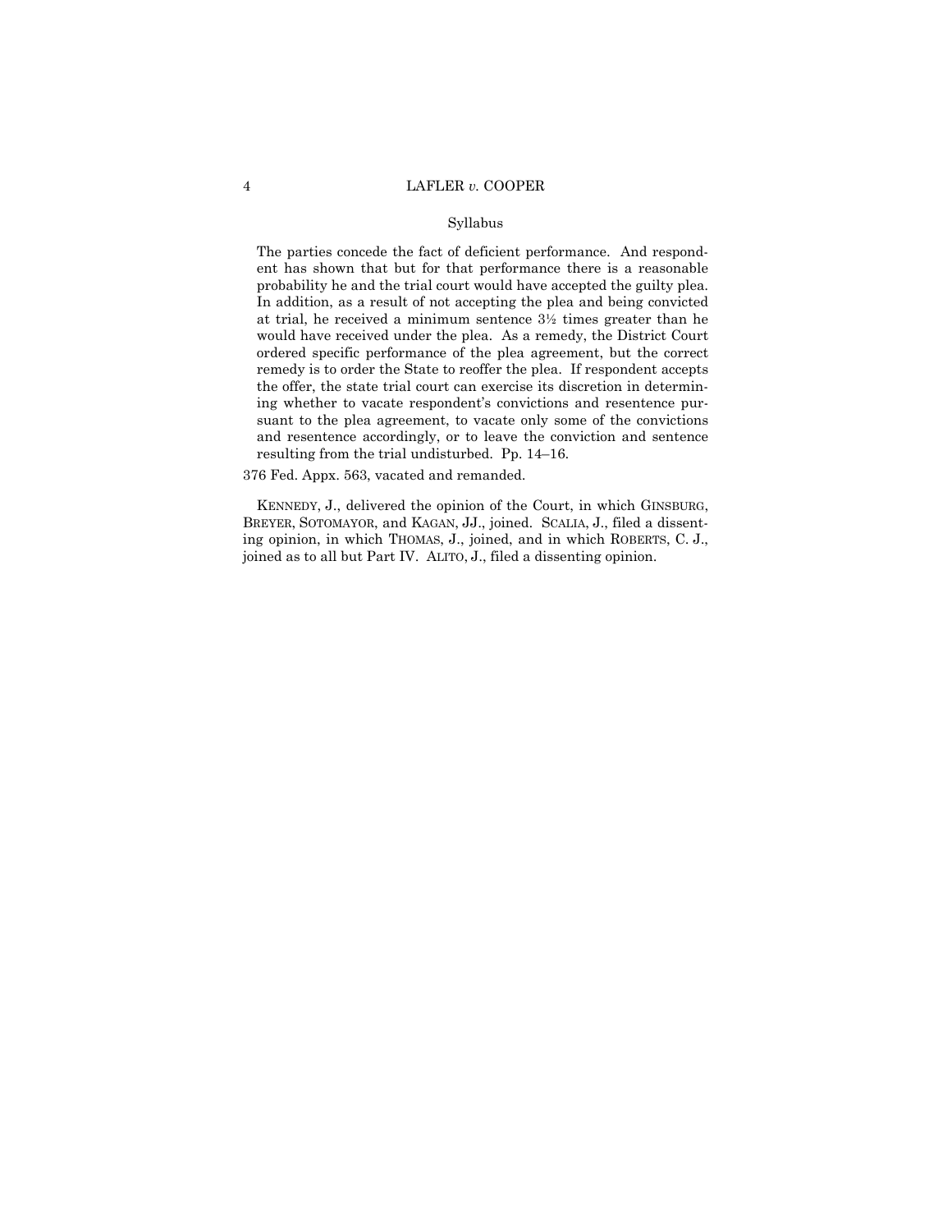Syllabus

The parties concede the fact of deficient performance. And respondent has shown that but for that performance there is a reasonable probability he and the trial court would have accepted the guilty plea. In addition, as a result of not accepting the plea and being convicted at trial, he received a minimum sentence 3½ times greater than he would have received under the plea. As a remedy, the District Court ordered specific performance of the plea agreement, but the correct remedy is to order the State to reoffer the plea. If respondent accepts the offer, the state trial court can exercise its discretion in determining whether to vacate respondent's convictions and resentence pursuant to the plea agreement, to vacate only some of the convictions and resentence accordingly, or to leave the conviction and sentence resulting from the trial undisturbed. Pp. 14–16.

376 Fed. Appx. 563, vacated and remanded.

KENNEDY, J., delivered the opinion of the Court, in which GINSBURG, BREYER, SOTOMAYOR, and KAGAN, JJ., joined. SCALIA, J., filed a dissenting opinion, in which THOMAS, J., joined, and in which ROBERTS, C. J., joined as to all but Part IV. ALITO, J., filed a dissenting opinion.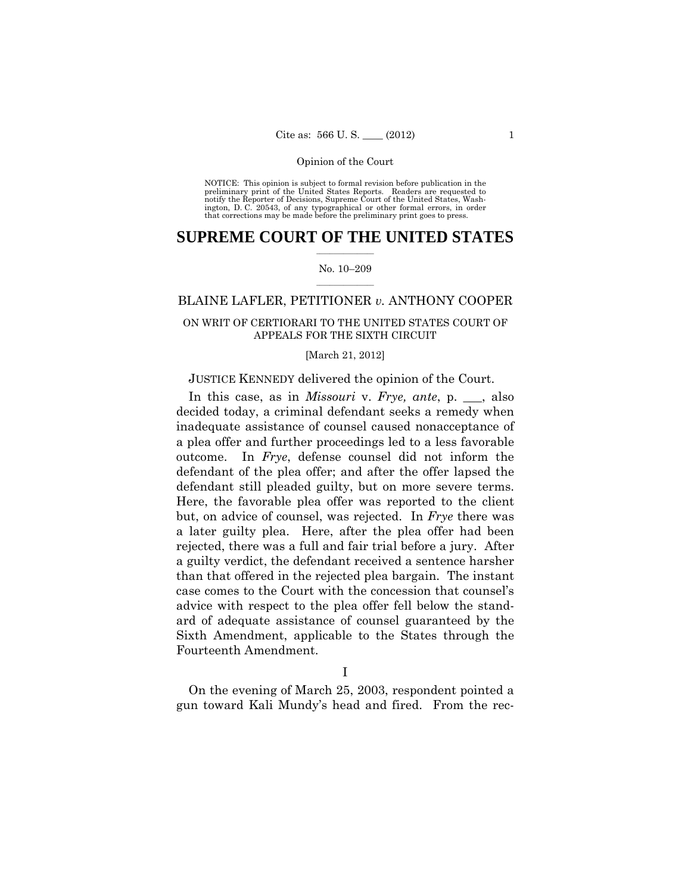NOTICE: This opinion is subject to formal revision before publication in the preliminary print of the United States Reports. Readers are requested to notify the Reporter of Decisions, Supreme Court of the United States, Washington, D. C. 20543, of any typographical or other formal errors, in order that corrections may be made before the preliminary print goes to press.

# SUPREME COURT OF THE UNITED STATES

No. 10–209

BLAINE LAFLER, PETITIONER *v.* ANTHONY COOPER

ON WRIT OF CERTIORARI TO THE UNITED STATES COURT OF APPEALS FOR THE SIXTH CIRCUIT

[March 21, 2012]

JUSTICE KENNEDY delivered the opinion of the Court.

In this case, as in *Missouri* v. *Frye, ante*, p. \_\_\_, also decided today, a criminal defendant seeks a remedy when inadequate assistance of counsel caused nonacceptance of a plea offer and further proceedings led to a less favorable outcome. In *Frye*, defense counsel did not inform the defendant of the plea offer; and after the offer lapsed the defendant still pleaded guilty, but on more severe terms. Here, the favorable plea offer was reported to the client but, on advice of counsel, was rejected. In *Frye* there was a later guilty plea. Here, after the plea offer had been rejected, there was a full and fair trial before a jury. After a guilty verdict, the defendant received a sentence harsher than that offered in the rejected plea bargain. The instant case comes to the Court with the concession that counsel's advice with respect to the plea offer fell below the standard of adequate assistance of counsel guaranteed by the Sixth Amendment, applicable to the States through the Fourteenth Amendment.

I

On the evening of March 25, 2003, respondent pointed a gun toward Kali Mundy's head and fired. From the rec-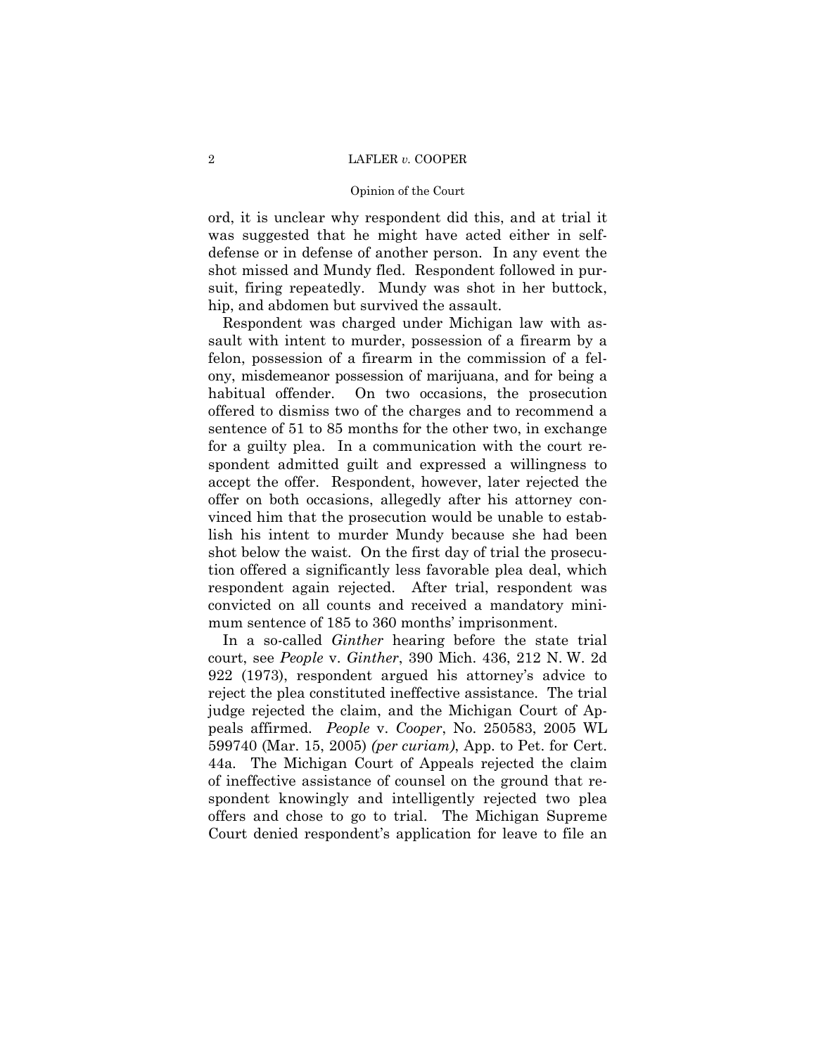ord, it is unclear why respondent did this, and at trial it was suggested that he might have acted either in self-defense or in defense of another person. In any event the shot missed and Mundy fled. Respondent followed in pursuit, firing repeatedly. Mundy was shot in her buttock, hip, and abdomen but survived the assault.

Respondent was charged under Michigan law with assault with intent to murder, possession of a firearm by a felon, possession of a firearm in the commission of a felony, misdemeanor possession of marijuana, and for being a habitual offender. On two occasions, the prosecution offered to dismiss two of the charges and to recommend a sentence of 51 to 85 months for the other two, in exchange for a guilty plea. In a communication with the court respondent admitted guilt and expressed a willingness to accept the offer. Respondent, however, later rejected the offer on both occasions, allegedly after his attorney convinced him that the prosecution would be unable to establish his intent to murder Mundy because she had been shot below the waist. On the first day of trial the prosecution offered a significantly less favorable plea deal, which respondent again rejected. After trial, respondent was convicted on all counts and received a mandatory minimum sentence of 185 to 360 months' imprisonment.

In a so-called *Ginther* hearing before the state trial court, see *People* v. *Ginther*, 390 Mich. 436, 212 N. W. 2d 922 (1973), respondent argued his attorney's advice to reject the plea constituted ineffective assistance. The trial judge rejected the claim, and the Michigan Court of Appeals affirmed. *People* v. *Cooper*, No. 250583, 2005 WL 599740 (Mar. 15, 2005) *(per curiam)*, App. to Pet. for Cert. 44a. The Michigan Court of Appeals rejected the claim of ineffective assistance of counsel on the ground that respondent knowingly and intelligently rejected two plea offers and chose to go to trial. The Michigan Supreme Court denied respondent's application for leave to file an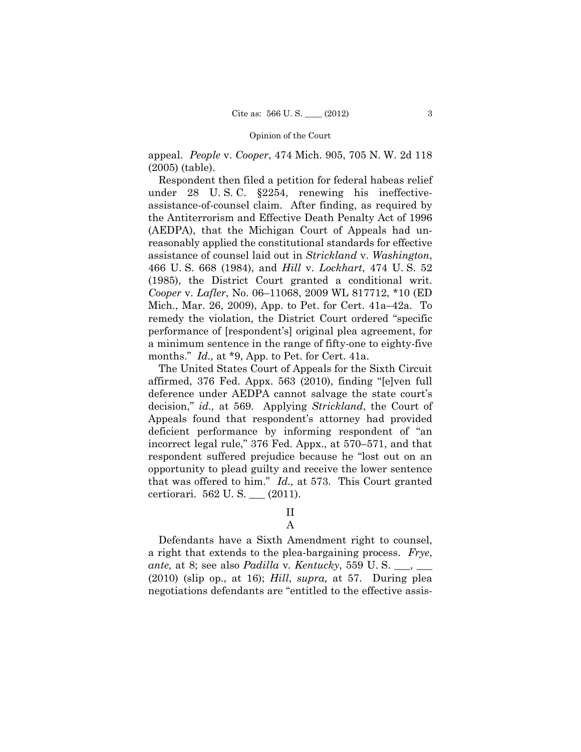appeal. *People* v. *Cooper*, 474 Mich. 905, 705 N. W. 2d 118 (2005) (table).

Respondent then filed a petition for federal habeas relief under 28 U. S. C. §2254, renewing his ineffective-assistance-of-counsel claim. After finding, as required by the Antiterrorism and Effective Death Penalty Act of 1996 (AEDPA), that the Michigan Court of Appeals had unreasonably applied the constitutional standards for effective assistance of counsel laid out in *Strickland* v. *Washington*, 466 U. S. 668 (1984), and *Hill* v. *Lockhart*, 474 U. S. 52 (1985), the District Court granted a conditional writ. *Cooper* v. *Lafler*, No. 06–11068, 2009 WL 817712, *10 (ED Mich., Mar. 26, 2009), App. to Pet. for Cert. 41a–42a. To remedy the violation, the District Court ordered "specific performance of [respondent's] original plea agreement, for a minimum sentence in the range of fifty-one to eighty-five months." *Id.,* at *9, App. to Pet. for Cert. 41a.

The United States Court of Appeals for the Sixth Circuit affirmed, 376 Fed. Appx. 563 (2010), finding "[e]ven full deference under AEDPA cannot salvage the state court's decision," *id.,* at 569. Applying *Strickland*, the Court of Appeals found that respondent's attorney had provided deficient performance by informing respondent of "an incorrect legal rule," 376 Fed. Appx., at 570–571, and that respondent suffered prejudice because he "lost out on an opportunity to plead guilty and receive the lower sentence that was offered to him." *Id.,* at 573. This Court granted certiorari. 562 U. S. ___ (2011).

## II

### A

Defendants have a Sixth Amendment right to counsel, a right that extends to the plea-bargaining process. *Frye*, *ante,* at 8; see also *Padilla* v. *Kentucky*, 559 U. S. ___, ___ (2010) (slip op., at 16); *Hill*, *supra,* at 57. During plea negotiations defendants are "entitled to the effective assis-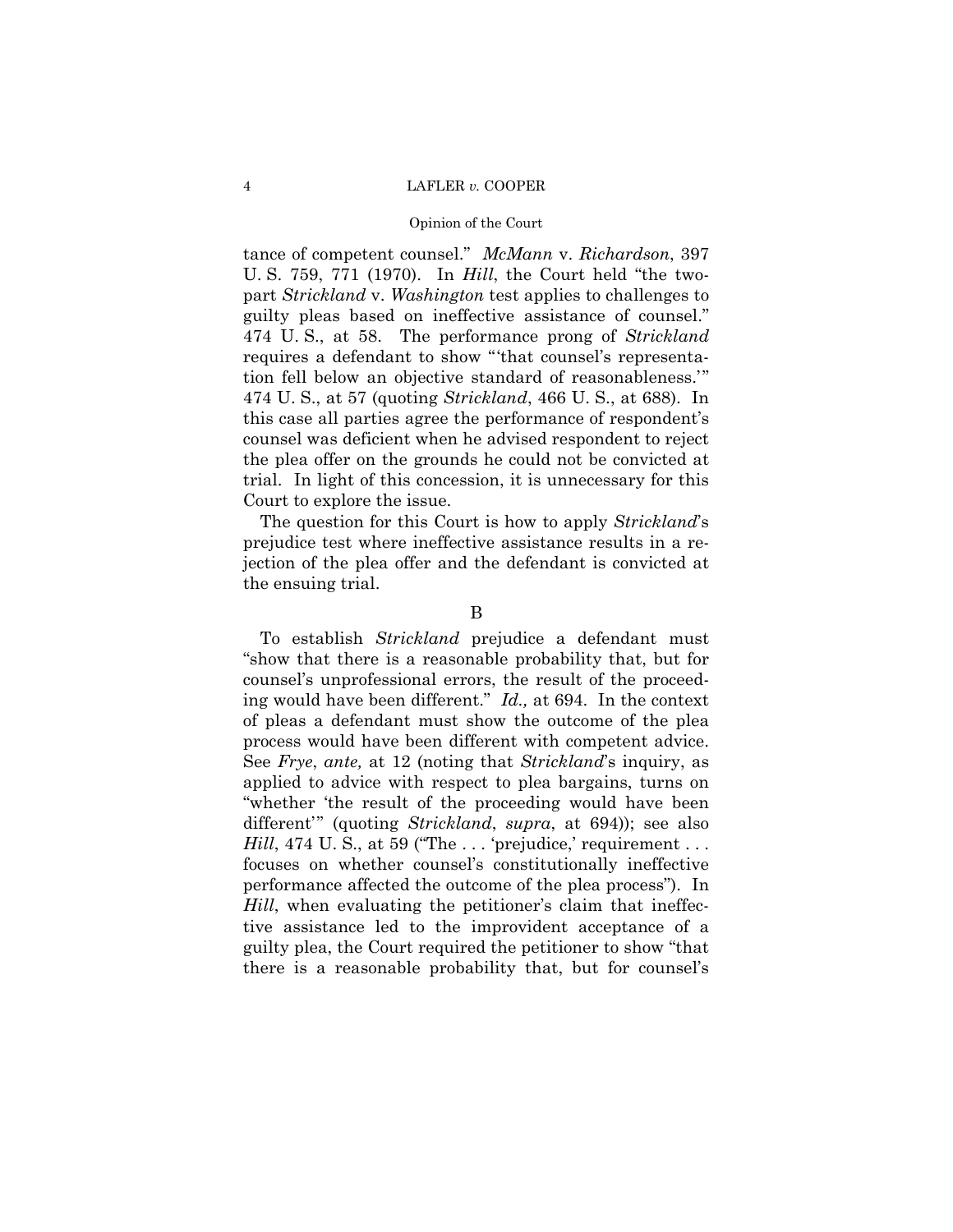tance of competent counsel." *McMann* v. *Richardson*, 397 U. S. 759, 771 (1970). In *Hill*, the Court held "the two-part *Strickland* v. *Washington* test applies to challenges to guilty pleas based on ineffective assistance of counsel." 474 U. S., at 58. The performance prong of *Strickland* requires a defendant to show "'that counsel's representation fell below an objective standard of reasonableness.'" 474 U. S., at 57 (quoting *Strickland*, 466 U. S., at 688). In this case all parties agree the performance of respondent's counsel was deficient when he advised respondent to reject the plea offer on the grounds he could not be convicted at trial. In light of this concession, it is unnecessary for this Court to explore the issue.

The question for this Court is how to apply *Strickland*'s prejudice test where ineffective assistance results in a rejection of the plea offer and the defendant is convicted at the ensuing trial.

### B

To establish *Strickland* prejudice a defendant must "show that there is a reasonable probability that, but for counsel's unprofessional errors, the result of the proceeding would have been different." *Id.,* at 694. In the context of pleas a defendant must show the outcome of the plea process would have been different with competent advice. See *Frye*, *ante,* at 12 (noting that *Strickland*'s inquiry, as applied to advice with respect to plea bargains, turns on "whether 'the result of the proceeding would have been different'" (quoting *Strickland*, *supra*, at 694)); see also *Hill*, 474 U. S., at 59 ("The . . . 'prejudice,' requirement . . . focuses on whether counsel's constitutionally ineffective performance affected the outcome of the plea process"). In *Hill*, when evaluating the petitioner's claim that ineffective assistance led to the improvident acceptance of a guilty plea, the Court required the petitioner to show "that there is a reasonable probability that, but for counsel's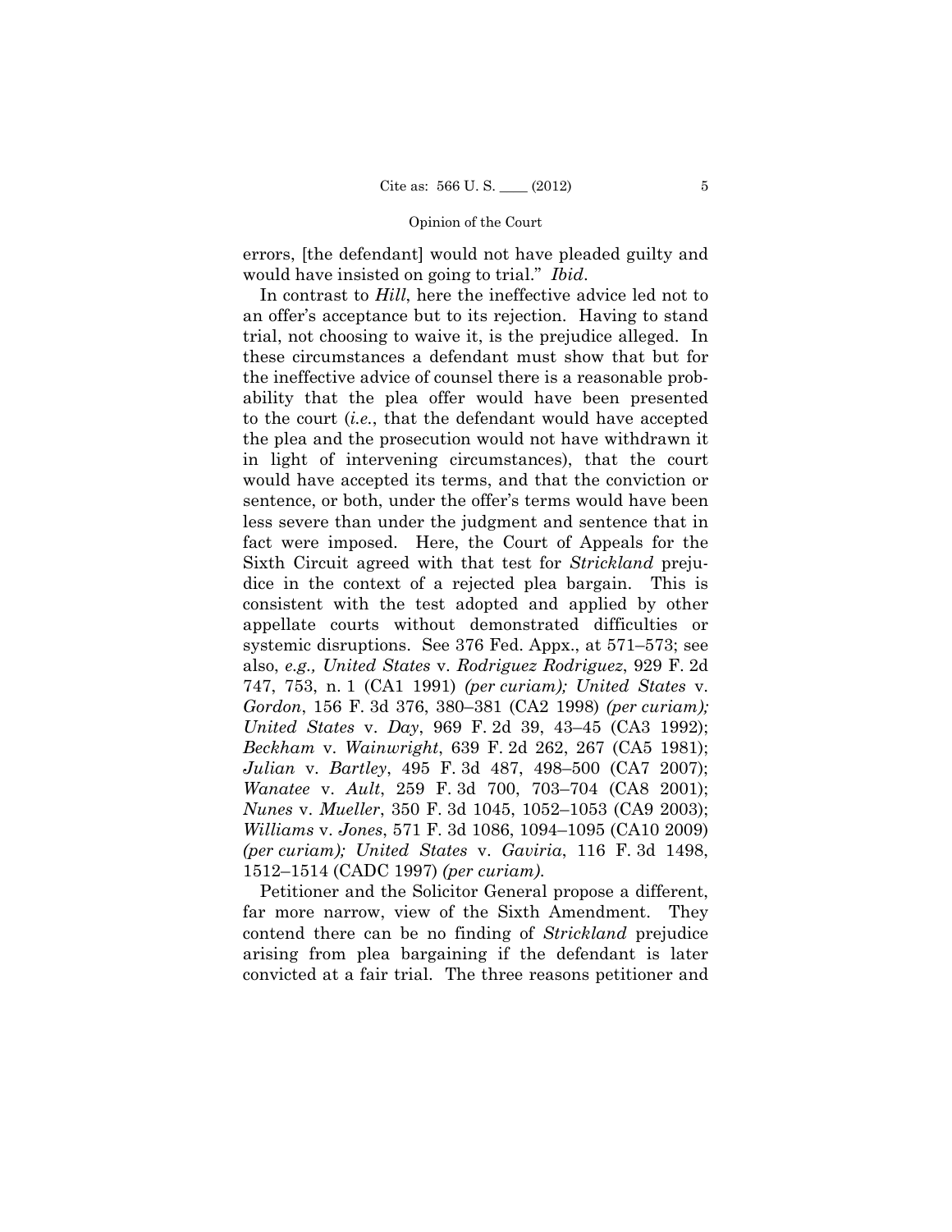errors, [the defendant] would not have pleaded guilty and would have insisted on going to trial." *Ibid*.

In contrast to *Hill*, here the ineffective advice led not to an offer's acceptance but to its rejection. Having to stand trial, not choosing to waive it, is the prejudice alleged. In these circumstances a defendant must show that but for the ineffective advice of counsel there is a reasonable probability that the plea offer would have been presented to the court (*i.e.*, that the defendant would have accepted the plea and the prosecution would not have withdrawn it in light of intervening circumstances), that the court would have accepted its terms, and that the conviction or sentence, or both, under the offer's terms would have been less severe than under the judgment and sentence that in fact were imposed. Here, the Court of Appeals for the Sixth Circuit agreed with that test for *Strickland* prejudice in the context of a rejected plea bargain. This is consistent with the test adopted and applied by other appellate courts without demonstrated difficulties or systemic disruptions. See 376 Fed. Appx., at 571–573; see also, *e.g., United States* v. *Rodriguez Rodriguez*, 929 F. 2d 747, 753, n. 1 (CA1 1991) *(per curiam); United States* v. *Gordon*, 156 F. 3d 376, 380–381 (CA2 1998) *(per curiam); United States* v. *Day*, 969 F. 2d 39, 43–45 (CA3 1992); *Beckham* v. *Wainwright*, 639 F. 2d 262, 267 (CA5 1981); *Julian* v. *Bartley*, 495 F. 3d 487, 498–500 (CA7 2007); *Wanatee* v. *Ault*, 259 F. 3d 700, 703–704 (CA8 2001); *Nunes* v. *Mueller*, 350 F. 3d 1045, 1052–1053 (CA9 2003); *Williams* v. *Jones*, 571 F. 3d 1086, 1094–1095 (CA10 2009) *(per curiam); United States* v. *Gaviria*, 116 F. 3d 1498, 1512–1514 (CADC 1997) *(per curiam)*.

Petitioner and the Solicitor General propose a different, far more narrow, view of the Sixth Amendment. They contend there can be no finding of *Strickland* prejudice arising from plea bargaining if the defendant is later convicted at a fair trial. The three reasons petitioner and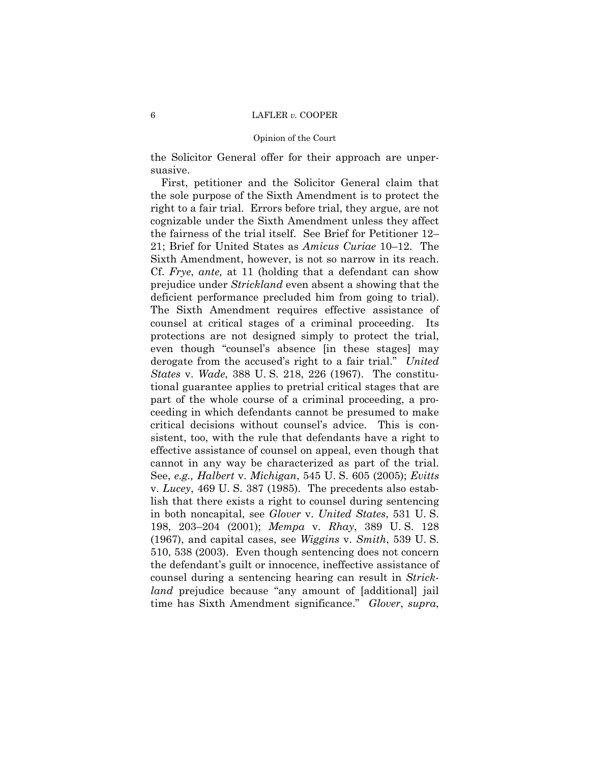the Solicitor General offer for their approach are unpersuasive.

First, petitioner and the Solicitor General claim that the sole purpose of the Sixth Amendment is to protect the right to a fair trial. Errors before trial, they argue, are not cognizable under the Sixth Amendment unless they affect the fairness of the trial itself. See Brief for Petitioner 12–21; Brief for United States as *Amicus Curiae* 10–12. The Sixth Amendment, however, is not so narrow in its reach. Cf. *Frye*, *ante,* at 11 (holding that a defendant can show prejudice under *Strickland* even absent a showing that the deficient performance precluded him from going to trial). The Sixth Amendment requires effective assistance of counsel at critical stages of a criminal proceeding. Its protections are not designed simply to protect the trial, even though "counsel's absence [in these stages] may derogate from the accused's right to a fair trial." *United States* v. *Wade*, 388 U. S. 218, 226 (1967). The constitutional guarantee applies to pretrial critical stages that are part of the whole course of a criminal proceeding, a proceeding in which defendants cannot be presumed to make critical decisions without counsel's advice. This is consistent, too, with the rule that defendants have a right to effective assistance of counsel on appeal, even though that cannot in any way be characterized as part of the trial. See, *e.g., Halbert* v. *Michigan*, 545 U. S. 605 (2005); *Evitts* v. *Lucey*, 469 U. S. 387 (1985). The precedents also establish that there exists a right to counsel during sentencing in both noncapital, see *Glover* v. *United States*, 531 U. S. 198, 203–204 (2001); *Mempa* v. *Rhay*, 389 U. S. 128 (1967), and capital cases, see *Wiggins* v. *Smith*, 539 U. S. 510, 538 (2003). Even though sentencing does not concern the defendant's guilt or innocence, ineffective assistance of counsel during a sentencing hearing can result in *Strickland* prejudice because "any amount of [additional] jail time has Sixth Amendment significance." *Glover*, *supra*,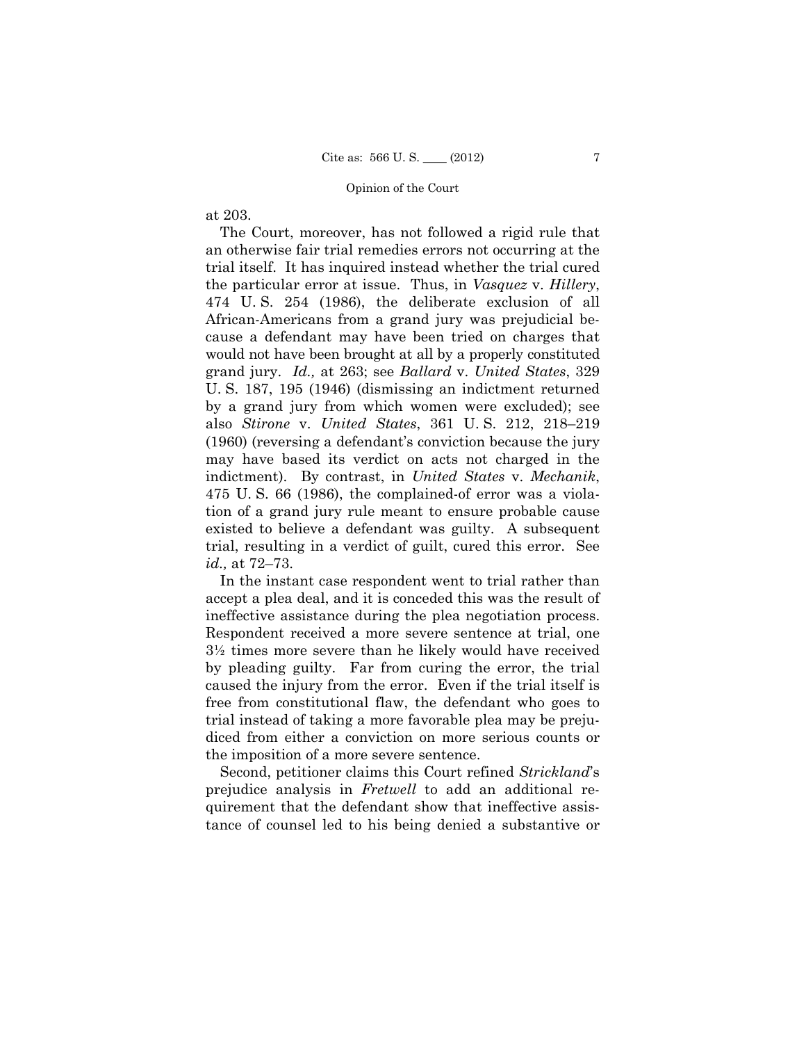at 203.

The Court, moreover, has not followed a rigid rule that an otherwise fair trial remedies errors not occurring at the trial itself. It has inquired instead whether the trial cured the particular error at issue. Thus, in *Vasquez* v. *Hillery*, 474 U. S. 254 (1986), the deliberate exclusion of all African-Americans from a grand jury was prejudicial because a defendant may have been tried on charges that would not have been brought at all by a properly constituted grand jury. *Id.,* at 263; see *Ballard* v. *United States*, 329 U. S. 187, 195 (1946) (dismissing an indictment returned by a grand jury from which women were excluded); see also *Stirone* v. *United States*, 361 U. S. 212, 218–219 (1960) (reversing a defendant's conviction because the jury may have based its verdict on acts not charged in the indictment). By contrast, in *United States* v. *Mechanik*, 475 U. S. 66 (1986), the complained-of error was a violation of a grand jury rule meant to ensure probable cause existed to believe a defendant was guilty. A subsequent trial, resulting in a verdict of guilt, cured this error. See *id.,* at 72–73.

In the instant case respondent went to trial rather than accept a plea deal, and it is conceded this was the result of ineffective assistance during the plea negotiation process. Respondent received a more severe sentence at trial, one 3½ times more severe than he likely would have received by pleading guilty. Far from curing the error, the trial caused the injury from the error. Even if the trial itself is free from constitutional flaw, the defendant who goes to trial instead of taking a more favorable plea may be prejudiced from either a conviction on more serious counts or the imposition of a more severe sentence.

Second, petitioner claims this Court refined *Strickland*'s prejudice analysis in *Fretwell* to add an additional requirement that the defendant show that ineffective assistance of counsel led to his being denied a substantive or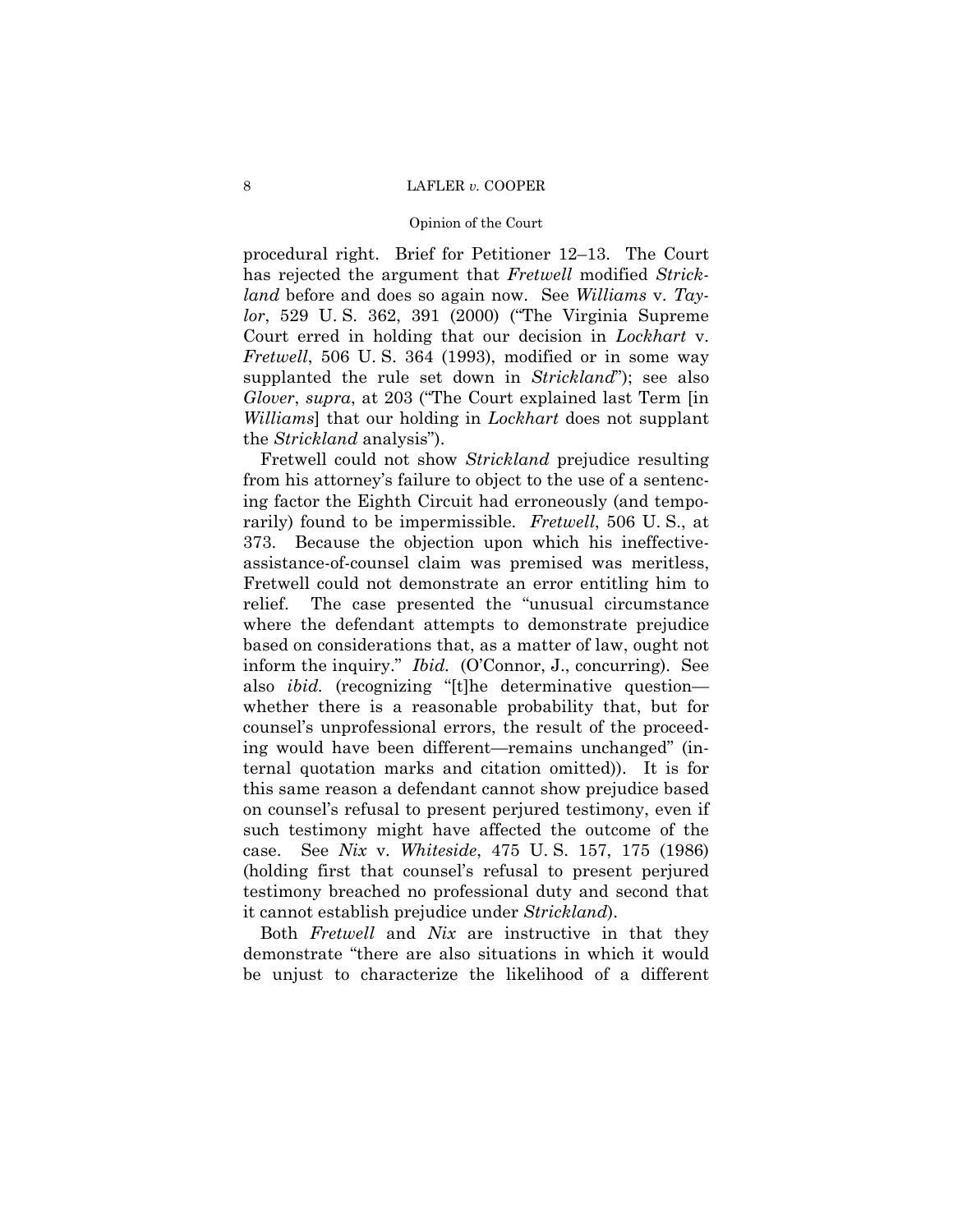procedural right. Brief for Petitioner 12–13. The Court has rejected the argument that *Fretwell* modified *Strickland* before and does so again now. See *Williams* v. *Taylor*, 529 U. S. 362, 391 (2000) ("The Virginia Supreme Court erred in holding that our decision in *Lockhart* v. *Fretwell*, 506 U. S. 364 (1993), modified or in some way supplanted the rule set down in *Strickland*"); see also *Glover*, *supra*, at 203 ("The Court explained last Term [in *Williams*] that our holding in *Lockhart* does not supplant the *Strickland* analysis").

Fretwell could not show *Strickland* prejudice resulting from his attorney's failure to object to the use of a sentencing factor the Eighth Circuit had erroneously (and temporarily) found to be impermissible. *Fretwell*, 506 U. S., at 373. Because the objection upon which his ineffective-assistance-of-counsel claim was premised was meritless, Fretwell could not demonstrate an error entitling him to relief. The case presented the "unusual circumstance where the defendant attempts to demonstrate prejudice based on considerations that, as a matter of law, ought not inform the inquiry." *Ibid.* (O'Connor, J., concurring). See also *ibid.* (recognizing "[t]he determinative question—whether there is a reasonable probability that, but for counsel's unprofessional errors, the result of the proceeding would have been different—remains unchanged" (internal quotation marks and citation omitted)). It is for this same reason a defendant cannot show prejudice based on counsel's refusal to present perjured testimony, even if such testimony might have affected the outcome of the case. See *Nix* v. *Whiteside*, 475 U. S. 157, 175 (1986) (holding first that counsel's refusal to present perjured testimony breached no professional duty and second that it cannot establish prejudice under *Strickland*).

Both *Fretwell* and *Nix* are instructive in that they demonstrate "there are also situations in which it would be unjust to characterize the likelihood of a different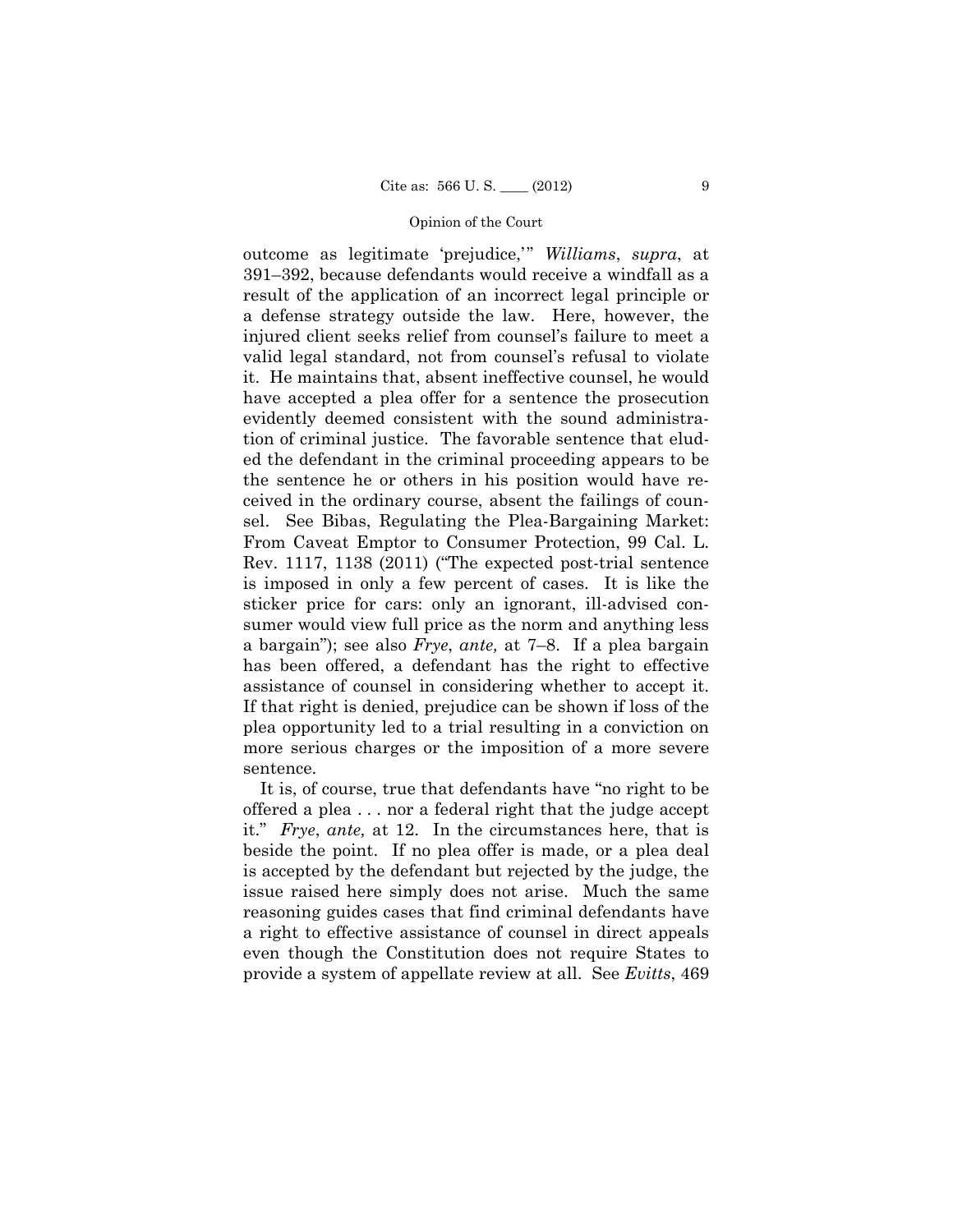outcome as legitimate 'prejudice,'" *Williams*, *supra*, at 391–392, because defendants would receive a windfall as a result of the application of an incorrect legal principle or a defense strategy outside the law. Here, however, the injured client seeks relief from counsel's failure to meet a valid legal standard, not from counsel's refusal to violate it. He maintains that, absent ineffective counsel, he would have accepted a plea offer for a sentence the prosecution evidently deemed consistent with the sound administration of criminal justice. The favorable sentence that eluded the defendant in the criminal proceeding appears to be the sentence he or others in his position would have received in the ordinary course, absent the failings of counsel. See Bibas, Regulating the Plea-Bargaining Market: From Caveat Emptor to Consumer Protection, 99 Cal. L. Rev. 1117, 1138 (2011) ("The expected post-trial sentence is imposed in only a few percent of cases. It is like the sticker price for cars: only an ignorant, ill-advised consumer would view full price as the norm and anything less a bargain"); see also *Frye*, *ante,* at 7–8. If a plea bargain has been offered, a defendant has the right to effective assistance of counsel in considering whether to accept it. If that right is denied, prejudice can be shown if loss of the plea opportunity led to a trial resulting in a conviction on more serious charges or the imposition of a more severe sentence.

It is, of course, true that defendants have "no right to be offered a plea . . . nor a federal right that the judge accept it." *Frye*, *ante,* at 12. In the circumstances here, that is beside the point. If no plea offer is made, or a plea deal is accepted by the defendant but rejected by the judge, the issue raised here simply does not arise. Much the same reasoning guides cases that find criminal defendants have a right to effective assistance of counsel in direct appeals even though the Constitution does not require States to provide a system of appellate review at all. See *Evitts*, 469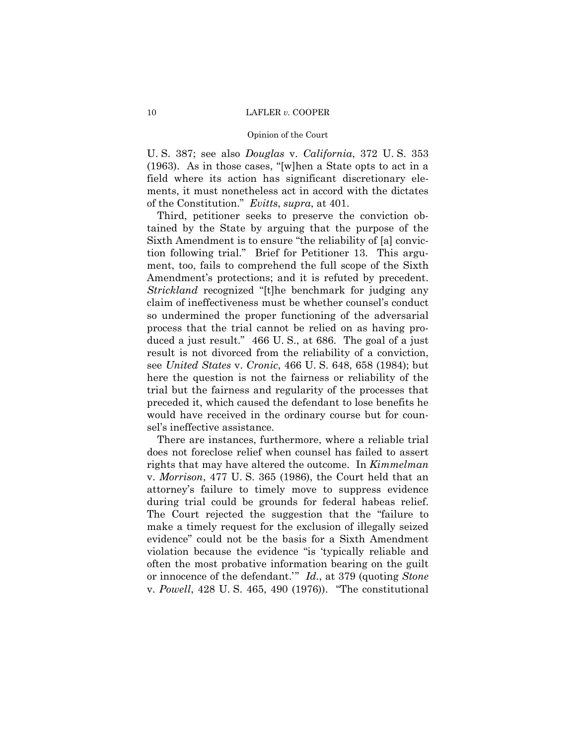U. S. 387; see also *Douglas* v. *California*, 372 U. S. 353 (1963). As in those cases, "[w]hen a State opts to act in a field where its action has significant discretionary elements, it must nonetheless act in accord with the dictates of the Constitution." *Evitts*, *supra*, at 401.

Third, petitioner seeks to preserve the conviction obtained by the State by arguing that the purpose of the Sixth Amendment is to ensure "the reliability of [a] conviction following trial." Brief for Petitioner 13. This argument, too, fails to comprehend the full scope of the Sixth Amendment's protections; and it is refuted by precedent. *Strickland* recognized "[t]he benchmark for judging any claim of ineffectiveness must be whether counsel's conduct so undermined the proper functioning of the adversarial process that the trial cannot be relied on as having produced a just result." 466 U. S., at 686. The goal of a just result is not divorced from the reliability of a conviction, see *United States* v. *Cronic*, 466 U. S. 648, 658 (1984); but here the question is not the fairness or reliability of the trial but the fairness and regularity of the processes that preceded it, which caused the defendant to lose benefits he would have received in the ordinary course but for counsel's ineffective assistance.

There are instances, furthermore, where a reliable trial does not foreclose relief when counsel has failed to assert rights that may have altered the outcome. In *Kimmelman* v. *Morrison*, 477 U. S. 365 (1986), the Court held that an attorney's failure to timely move to suppress evidence during trial could be grounds for federal habeas relief. The Court rejected the suggestion that the "failure to make a timely request for the exclusion of illegally seized evidence" could not be the basis for a Sixth Amendment violation because the evidence "is 'typically reliable and often the most probative information bearing on the guilt or innocence of the defendant.'" *Id.*, at 379 (quoting *Stone* v. *Powell*, 428 U. S. 465, 490 (1976)). "The constitutional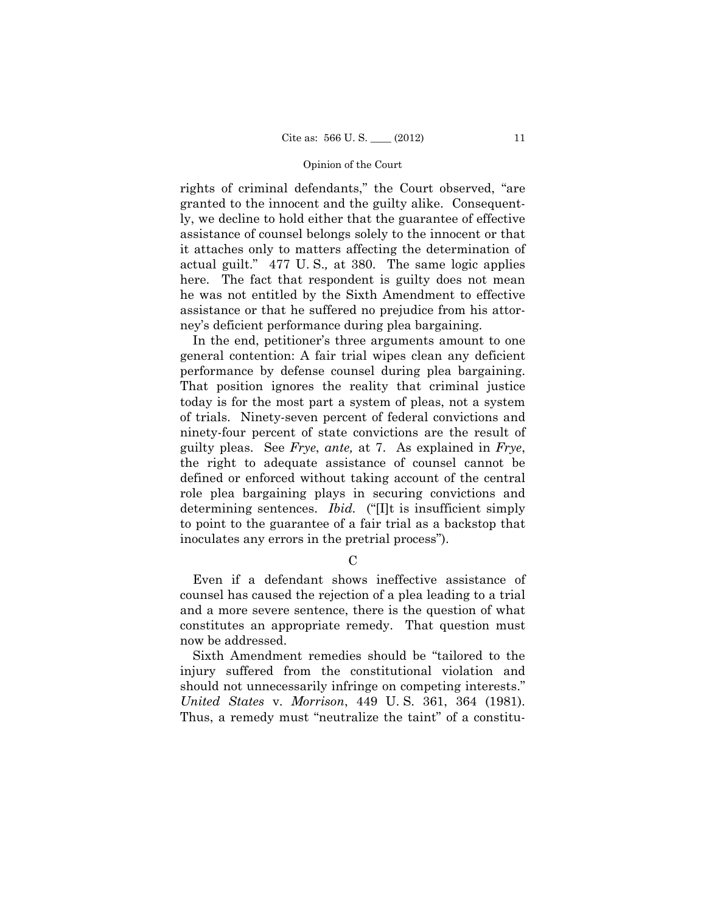rights of criminal defendants," the Court observed, "are granted to the innocent and the guilty alike. Consequently, we decline to hold either that the guarantee of effective assistance of counsel belongs solely to the innocent or that it attaches only to matters affecting the determination of actual guilt." 477 U. S., at 380. The same logic applies here. The fact that respondent is guilty does not mean he was not entitled by the Sixth Amendment to effective assistance or that he suffered no prejudice from his attorney's deficient performance during plea bargaining.

In the end, petitioner's three arguments amount to one general contention: A fair trial wipes clean any deficient performance by defense counsel during plea bargaining. That position ignores the reality that criminal justice today is for the most part a system of pleas, not a system of trials. Ninety-seven percent of federal convictions and ninety-four percent of state convictions are the result of guilty pleas. See *Frye*, *ante,* at 7. As explained in *Frye*, the right to adequate assistance of counsel cannot be defined or enforced without taking account of the central role plea bargaining plays in securing convictions and determining sentences. *Ibid.* ("[I]t is insufficient simply to point to the guarantee of a fair trial as a backstop that inoculates any errors in the pretrial process").

### C

Even if a defendant shows ineffective assistance of counsel has caused the rejection of a plea leading to a trial and a more severe sentence, there is the question of what constitutes an appropriate remedy. That question must now be addressed.

Sixth Amendment remedies should be "tailored to the injury suffered from the constitutional violation and should not unnecessarily infringe on competing interests." *United States* v. *Morrison*, 449 U. S. 361, 364 (1981). Thus, a remedy must "neutralize the taint" of a constitu-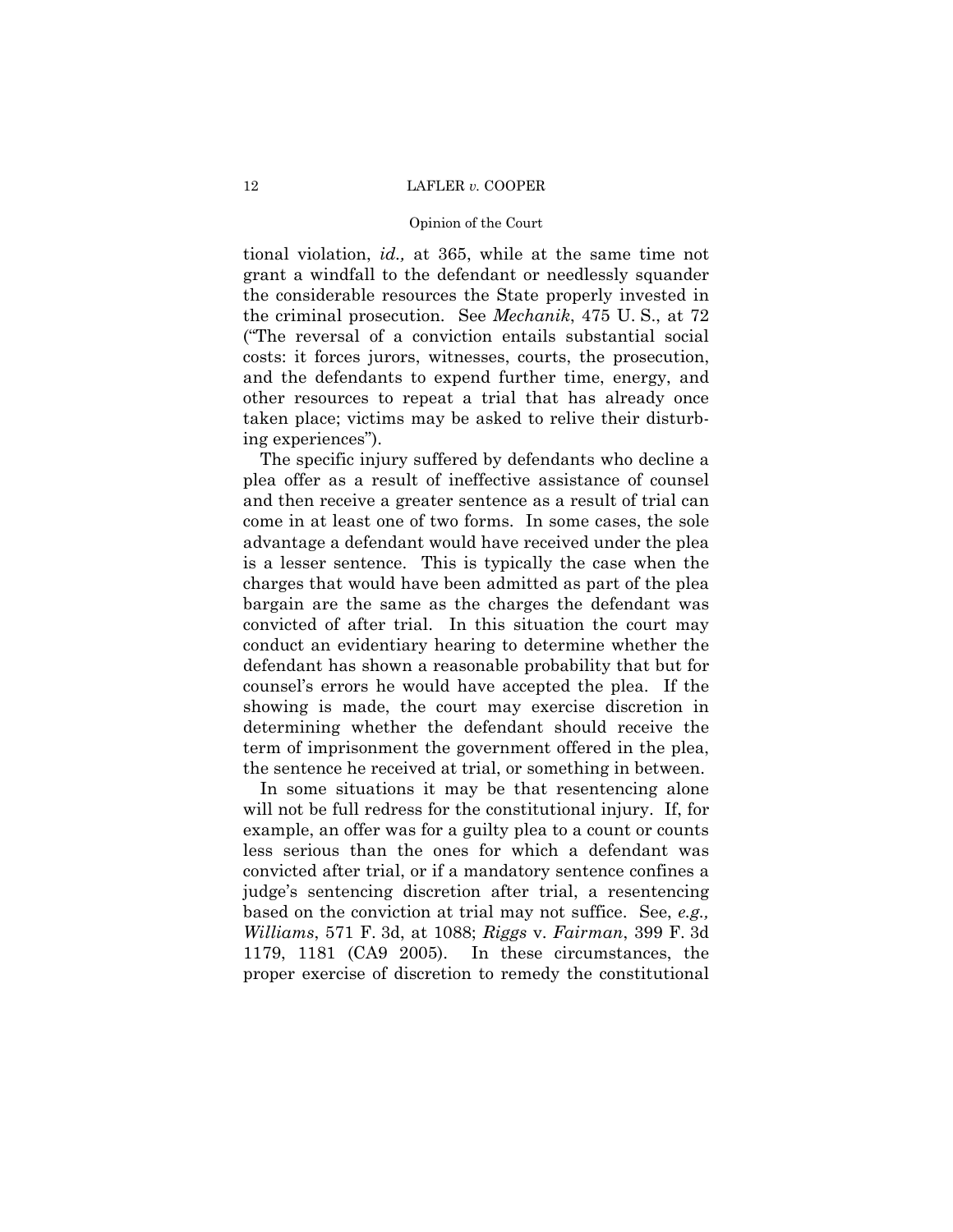tional violation, *id.,* at 365, while at the same time not grant a windfall to the defendant or needlessly squander the considerable resources the State properly invested in the criminal prosecution. See *Mechanik*, 475 U. S., at 72 ("The reversal of a conviction entails substantial social costs: it forces jurors, witnesses, courts, the prosecution, and the defendants to expend further time, energy, and other resources to repeat a trial that has already once taken place; victims may be asked to relive their disturbing experiences").

The specific injury suffered by defendants who decline a plea offer as a result of ineffective assistance of counsel and then receive a greater sentence as a result of trial can come in at least one of two forms. In some cases, the sole advantage a defendant would have received under the plea is a lesser sentence. This is typically the case when the charges that would have been admitted as part of the plea bargain are the same as the charges the defendant was convicted of after trial. In this situation the court may conduct an evidentiary hearing to determine whether the defendant has shown a reasonable probability that but for counsel's errors he would have accepted the plea. If the showing is made, the court may exercise discretion in determining whether the defendant should receive the term of imprisonment the government offered in the plea, the sentence he received at trial, or something in between.

In some situations it may be that resentencing alone will not be full redress for the constitutional injury. If, for example, an offer was for a guilty plea to a count or counts less serious than the ones for which a defendant was convicted after trial, or if a mandatory sentence confines a judge's sentencing discretion after trial, a resentencing based on the conviction at trial may not suffice. See, *e.g., Williams*, 571 F. 3d, at 1088; *Riggs* v. *Fairman*, 399 F. 3d 1179, 1181 (CA9 2005). In these circumstances, the proper exercise of discretion to remedy the constitutional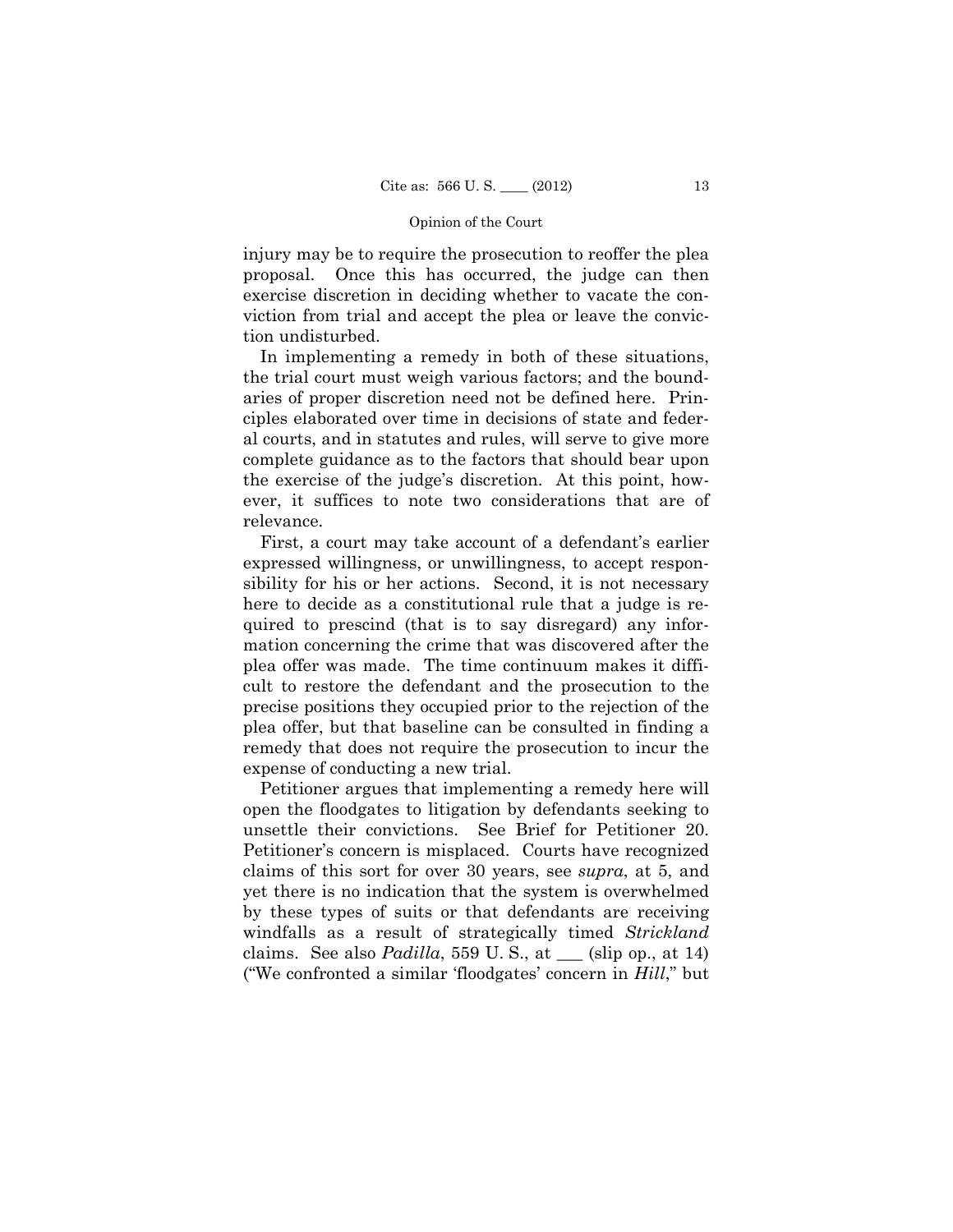injury may be to require the prosecution to reoffer the plea proposal. Once this has occurred, the judge can then exercise discretion in deciding whether to vacate the conviction from trial and accept the plea or leave the conviction undisturbed.

In implementing a remedy in both of these situations, the trial court must weigh various factors; and the boundaries of proper discretion need not be defined here. Principles elaborated over time in decisions of state and federal courts, and in statutes and rules, will serve to give more complete guidance as to the factors that should bear upon the exercise of the judge's discretion. At this point, however, it suffices to note two considerations that are of relevance.

First, a court may take account of a defendant's earlier expressed willingness, or unwillingness, to accept responsibility for his or her actions. Second, it is not necessary here to decide as a constitutional rule that a judge is required to prescind (that is to say disregard) any information concerning the crime that was discovered after the plea offer was made. The time continuum makes it difficult to restore the defendant and the prosecution to the precise positions they occupied prior to the rejection of the plea offer, but that baseline can be consulted in finding a remedy that does not require the prosecution to incur the expense of conducting a new trial.

Petitioner argues that implementing a remedy here will open the floodgates to litigation by defendants seeking to unsettle their convictions. See Brief for Petitioner 20. Petitioner's concern is misplaced. Courts have recognized claims of this sort for over 30 years, see *supra*, at 5, and yet there is no indication that the system is overwhelmed by these types of suits or that defendants are receiving windfalls as a result of strategically timed *Strickland* claims. See also *Padilla*, 559 U. S., at ___ (slip op., at 14) ("We confronted a similar 'floodgates' concern in *Hill*," but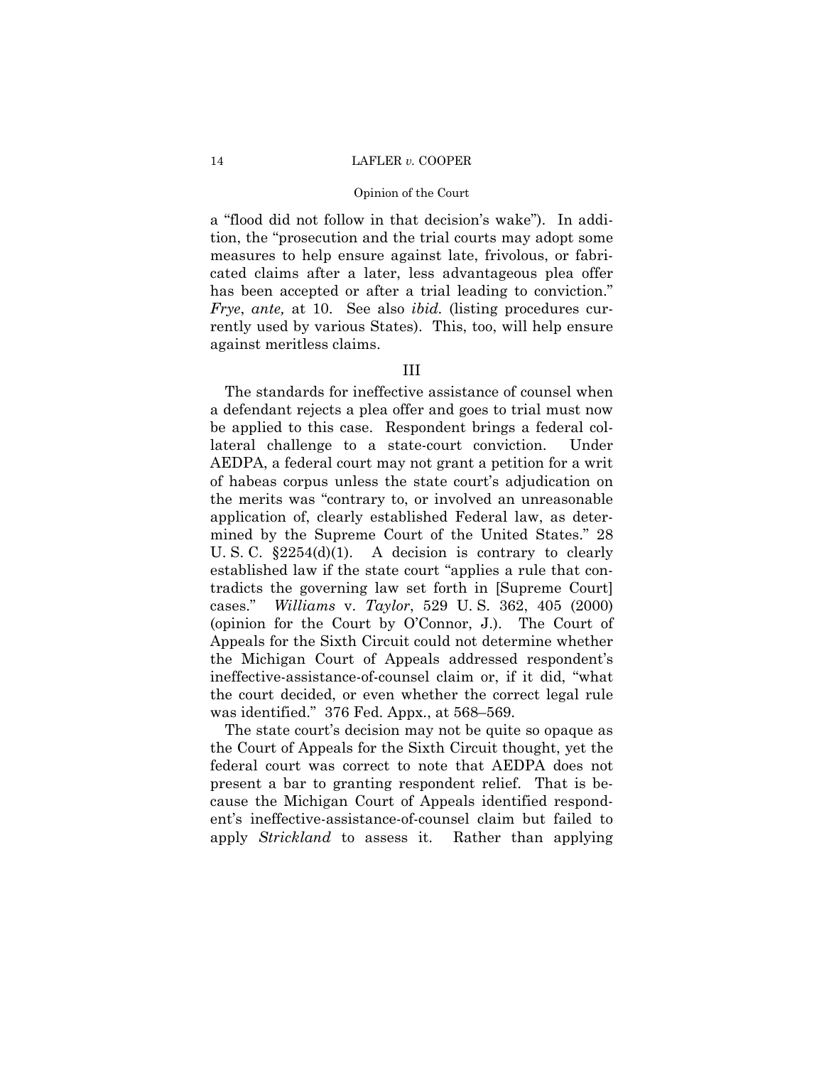a "flood did not follow in that decision's wake"). In addition, the "prosecution and the trial courts may adopt some measures to help ensure against late, frivolous, or fabricated claims after a later, less advantageous plea offer has been accepted or after a trial leading to conviction." *Frye*, *ante,* at 10. See also *ibid.* (listing procedures currently used by various States). This, too, will help ensure against meritless claims.

## III

The standards for ineffective assistance of counsel when a defendant rejects a plea offer and goes to trial must now be applied to this case. Respondent brings a federal collateral challenge to a state-court conviction. Under AEDPA, a federal court may not grant a petition for a writ of habeas corpus unless the state court's adjudication on the merits was "contrary to, or involved an unreasonable application of, clearly established Federal law, as determined by the Supreme Court of the United States." 28 U. S. C. §2254(d)(1). A decision is contrary to clearly established law if the state court "applies a rule that contradicts the governing law set forth in [Supreme Court] cases." *Williams* v. *Taylor*, 529 U. S. 362, 405 (2000) (opinion for the Court by O'Connor, J.). The Court of Appeals for the Sixth Circuit could not determine whether the Michigan Court of Appeals addressed respondent's ineffective-assistance-of-counsel claim or, if it did, "what the court decided, or even whether the correct legal rule was identified." 376 Fed. Appx., at 568–569.

The state court's decision may not be quite so opaque as the Court of Appeals for the Sixth Circuit thought, yet the federal court was correct to note that AEDPA does not present a bar to granting respondent relief. That is because the Michigan Court of Appeals identified respondent's ineffective-assistance-of-counsel claim but failed to apply *Strickland* to assess it. Rather than applying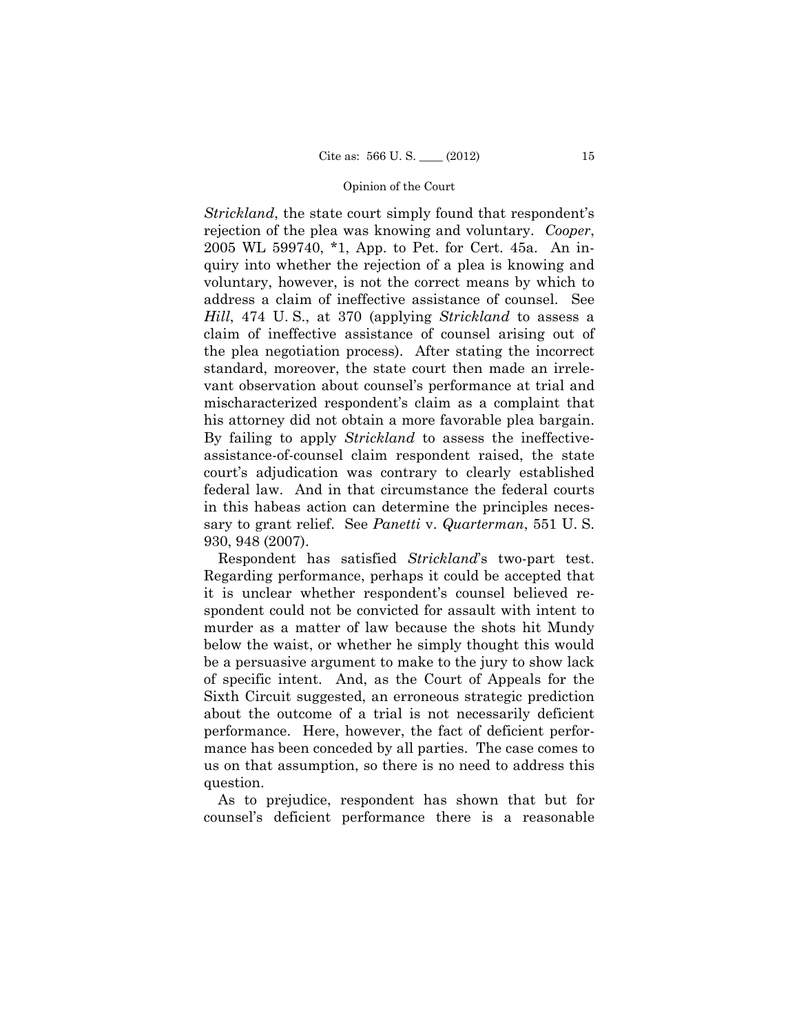*Strickland*, the state court simply found that respondent's rejection of the plea was knowing and voluntary. *Cooper*, 2005 WL 599740, *1, App. to Pet. for Cert. 45a. An inquiry into whether the rejection of a plea is knowing and voluntary, however, is not the correct means by which to address a claim of ineffective assistance of counsel. See *Hill*, 474 U. S., at 370 (applying *Strickland* to assess a claim of ineffective assistance of counsel arising out of the plea negotiation process). After stating the incorrect standard, moreover, the state court then made an irrelevant observation about counsel's performance at trial and mischaracterized respondent's claim as a complaint that his attorney did not obtain a more favorable plea bargain. By failing to apply *Strickland* to assess the ineffective-assistance-of-counsel claim respondent raised, the state court's adjudication was contrary to clearly established federal law. And in that circumstance the federal courts in this habeas action can determine the principles necessary to grant relief. See *Panetti* v. *Quarterman*, 551 U. S. 930, 948 (2007).

Respondent has satisfied *Strickland*'s two-part test. Regarding performance, perhaps it could be accepted that it is unclear whether respondent's counsel believed respondent could not be convicted for assault with intent to murder as a matter of law because the shots hit Mundy below the waist, or whether he simply thought this would be a persuasive argument to make to the jury to show lack of specific intent. And, as the Court of Appeals for the Sixth Circuit suggested, an erroneous strategic prediction about the outcome of a trial is not necessarily deficient performance. Here, however, the fact of deficient performance has been conceded by all parties. The case comes to us on that assumption, so there is no need to address this question.

As to prejudice, respondent has shown that but for counsel's deficient performance there is a reasonable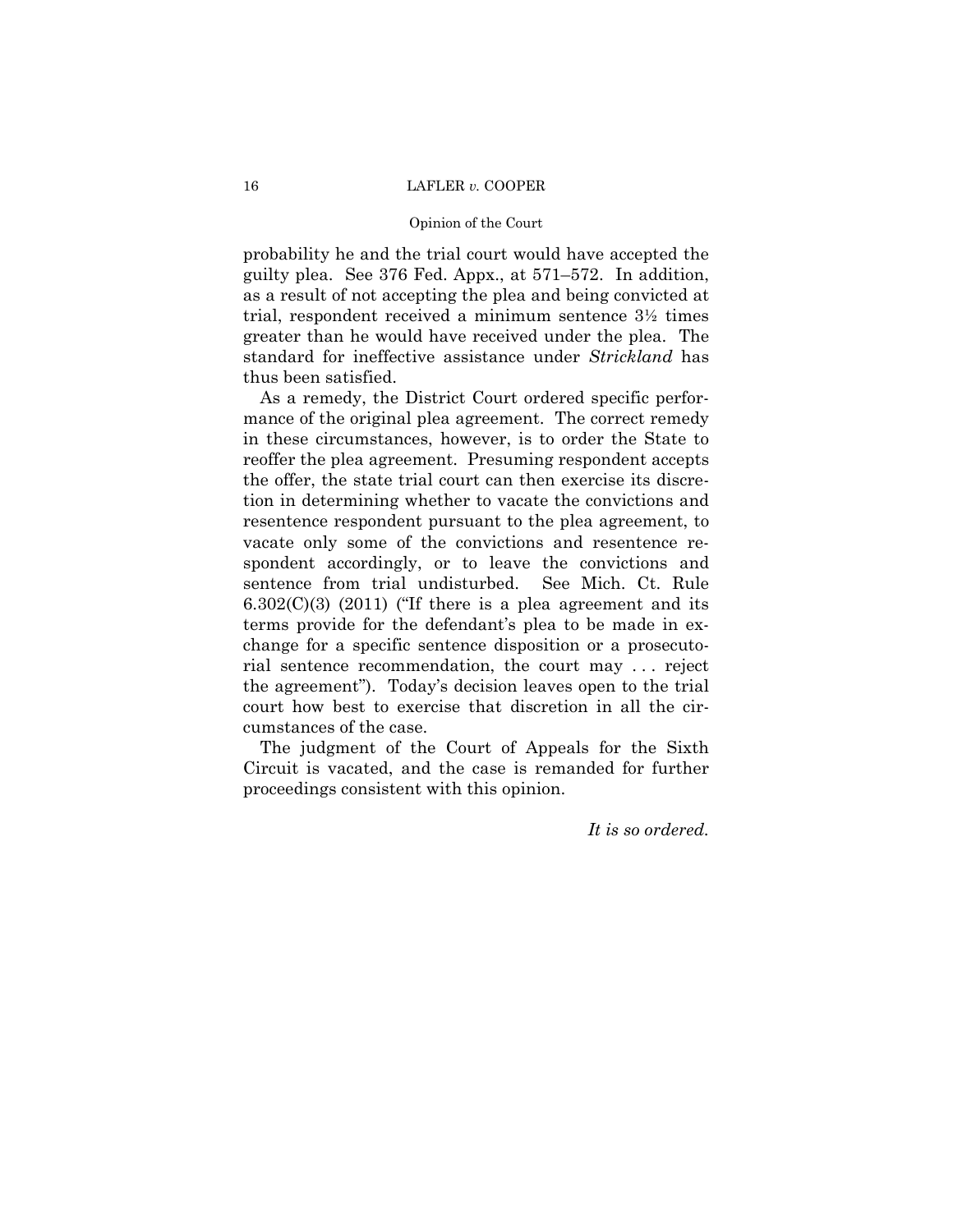probability he and the trial court would have accepted the guilty plea. See 376 Fed. Appx., at 571–572. In addition, as a result of not accepting the plea and being convicted at trial, respondent received a minimum sentence 3½ times greater than he would have received under the plea. The standard for ineffective assistance under *Strickland* has thus been satisfied.

As a remedy, the District Court ordered specific performance of the original plea agreement. The correct remedy in these circumstances, however, is to order the State to reoffer the plea agreement. Presuming respondent accepts the offer, the state trial court can then exercise its discretion in determining whether to vacate the convictions and resentence respondent pursuant to the plea agreement, to vacate only some of the convictions and resentence respondent accordingly, or to leave the convictions and sentence from trial undisturbed. See Mich. Ct. Rule 6.302(C)(3) (2011) ("If there is a plea agreement and its terms provide for the defendant's plea to be made in exchange for a specific sentence disposition or a prosecutorial sentence recommendation, the court may . . . reject the agreement"). Today's decision leaves open to the trial court how best to exercise that discretion in all the circumstances of the case.

The judgment of the Court of Appeals for the Sixth Circuit is vacated, and the case is remanded for further proceedings consistent with this opinion.

*It is so ordered.*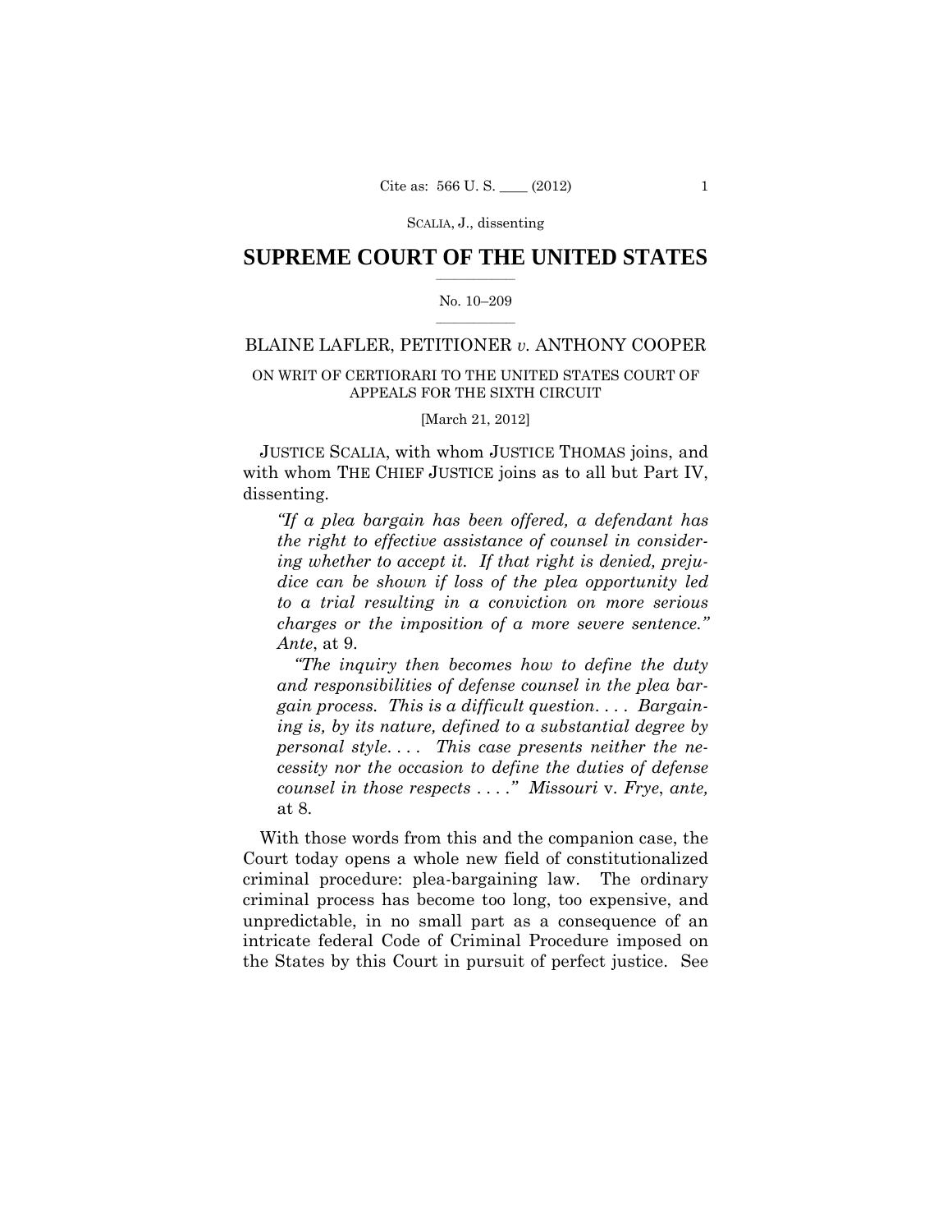SCALIA, J., dissenting

# SUPREME COURT OF THE UNITED STATES

No. 10–209

BLAINE LAFLER, PETITIONER *v.* ANTHONY COOPER

ON WRIT OF CERTIORARI TO THE UNITED STATES COURT OF APPEALS FOR THE SIXTH CIRCUIT

[March 21, 2012]

JUSTICE SCALIA, with whom JUSTICE THOMAS joins, and with whom THE CHIEF JUSTICE joins as to all but Part IV, dissenting.

> *"If a plea bargain has been offered, a defendant has the right to effective assistance of counsel in considering whether to accept it. If that right is denied, prejudice can be shown if loss of the plea opportunity led to a trial resulting in a conviction on more serious charges or the imposition of a more severe sentence." Ante*, at 9.
>
> *"The inquiry then becomes how to define the duty and responsibilities of defense counsel in the plea bargain process. This is a difficult question. . . . Bargaining is, by its nature, defined to a substantial degree by personal style. . . . This case presents neither the necessity nor the occasion to define the duties of defense counsel in those respects . . . ." Missouri* v. *Frye*, *ante,* at 8.

With those words from this and the companion case, the Court today opens a whole new field of constitutionalized criminal procedure: plea-bargaining law. The ordinary criminal process has become too long, too expensive, and unpredictable, in no small part as a consequence of an intricate federal Code of Criminal Procedure imposed on the States by this Court in pursuit of perfect justice. See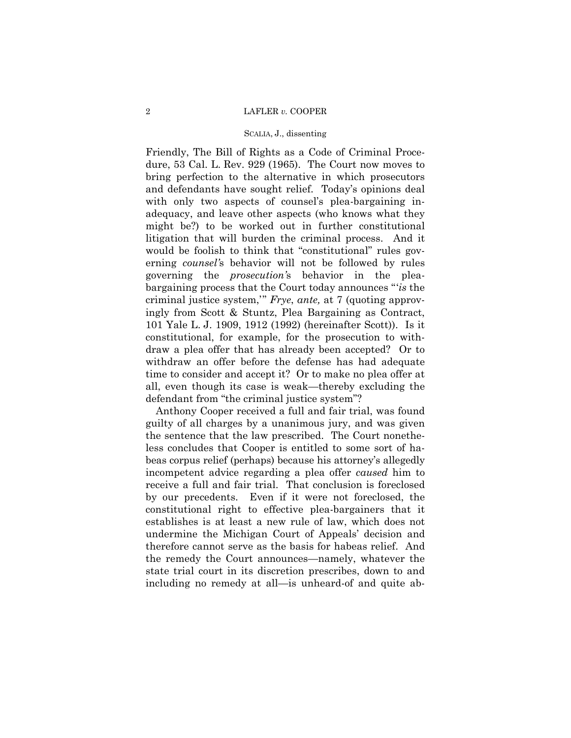Friendly, The Bill of Rights as a Code of Criminal Procedure, 53 Cal. L. Rev. 929 (1965). The Court now moves to bring perfection to the alternative in which prosecutors and defendants have sought relief. Today's opinions deal with only two aspects of counsel's plea-bargaining inadequacy, and leave other aspects (who knows what they might be?) to be worked out in further constitutional litigation that will burden the criminal process. And it would be foolish to think that "constitutional" rules governing *counsel's* behavior will not be followed by rules governing the *prosecution's* behavior in the plea-bargaining process that the Court today announces "'*is* the criminal justice system,'" *Frye*, *ante,* at 7 (quoting approvingly from Scott & Stuntz, Plea Bargaining as Contract, 101 Yale L. J. 1909, 1912 (1992) (hereinafter Scott)). Is it constitutional, for example, for the prosecution to withdraw a plea offer that has already been accepted? Or to withdraw an offer before the defense has had adequate time to consider and accept it? Or to make no plea offer at all, even though its case is weak—thereby excluding the defendant from "the criminal justice system"?

Anthony Cooper received a full and fair trial, was found guilty of all charges by a unanimous jury, and was given the sentence that the law prescribed. The Court nonetheless concludes that Cooper is entitled to some sort of habeas corpus relief (perhaps) because his attorney's allegedly incompetent advice regarding a plea offer *caused* him to receive a full and fair trial. That conclusion is foreclosed by our precedents. Even if it were not foreclosed, the constitutional right to effective plea-bargainers that it establishes is at least a new rule of law, which does not undermine the Michigan Court of Appeals' decision and therefore cannot serve as the basis for habeas relief. And the remedy the Court announces—namely, whatever the state trial court in its discretion prescribes, down to and including no remedy at all—is unheard-of and quite ab-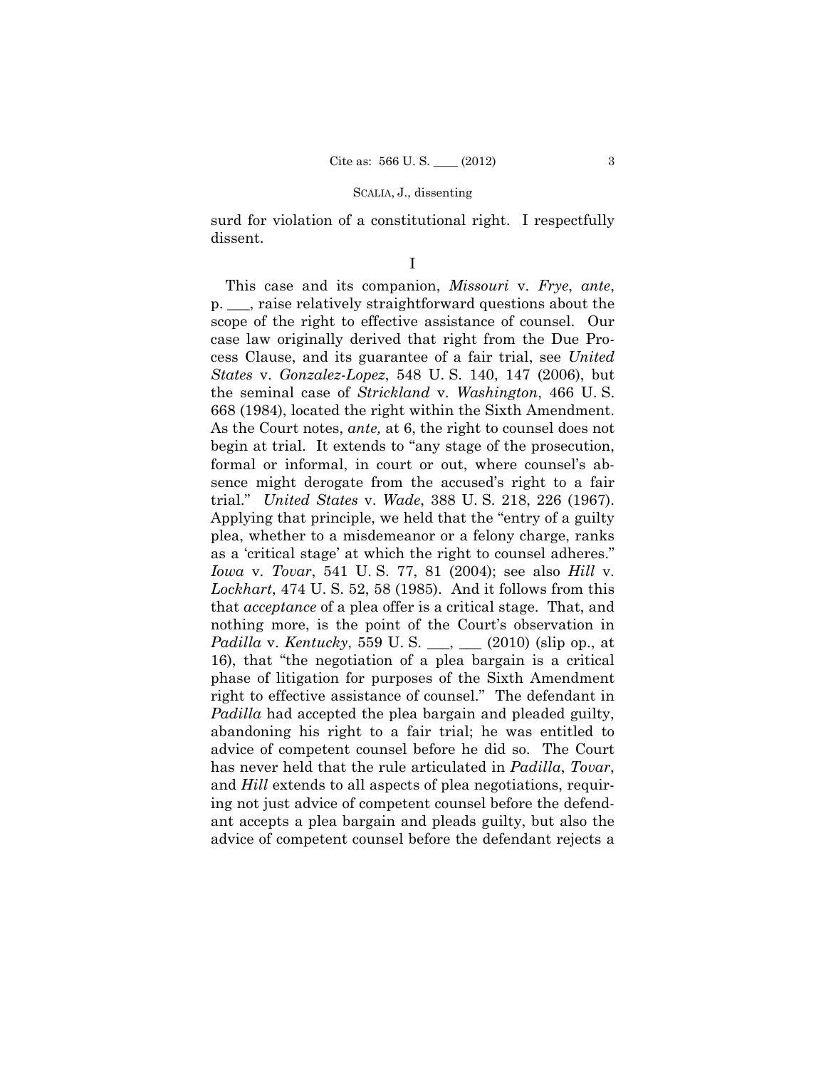surd for violation of a constitutional right. I respectfully dissent.

I

This case and its companion, *Missouri* v. *Frye*, *ante*, p. \_\_\_, raise relatively straightforward questions about the scope of the right to effective assistance of counsel. Our case law originally derived that right from the Due Process Clause, and its guarantee of a fair trial, see *United States* v. *Gonzalez-Lopez*, 548 U. S. 140, 147 (2006), but the seminal case of *Strickland* v. *Washington*, 466 U. S. 668 (1984), located the right within the Sixth Amendment. As the Court notes, *ante,* at 6, the right to counsel does not begin at trial. It extends to "any stage of the prosecution, formal or informal, in court or out, where counsel's absence might derogate from the accused's right to a fair trial." *United States* v. *Wade*, 388 U. S. 218, 226 (1967). Applying that principle, we held that the "entry of a guilty plea, whether to a misdemeanor or a felony charge, ranks as a 'critical stage' at which the right to counsel adheres." *Iowa* v. *Tovar*, 541 U. S. 77, 81 (2004); see also *Hill* v. *Lockhart*, 474 U. S. 52, 58 (1985). And it follows from this that *acceptance* of a plea offer is a critical stage. That, and nothing more, is the point of the Court's observation in *Padilla* v. *Kentucky*, 559 U. S. \_\_\_, \_\_\_ (2010) (slip op., at 16), that "the negotiation of a plea bargain is a critical phase of litigation for purposes of the Sixth Amendment right to effective assistance of counsel." The defendant in *Padilla* had accepted the plea bargain and pleaded guilty, abandoning his right to a fair trial; he was entitled to advice of competent counsel before he did so. The Court has never held that the rule articulated in *Padilla*, *Tovar*, and *Hill* extends to all aspects of plea negotiations, requiring not just advice of competent counsel before the defendant accepts a plea bargain and pleads guilty, but also the advice of competent counsel before the defendant rejects a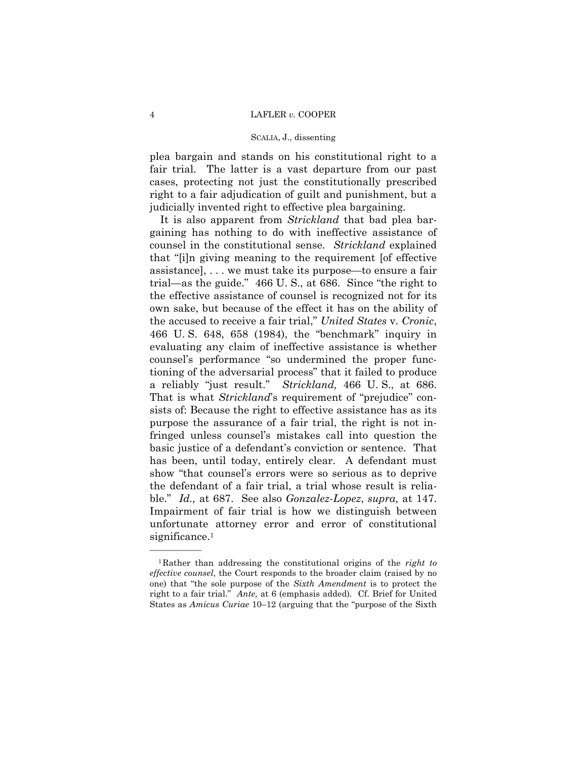plea bargain and stands on his constitutional right to a fair trial. The latter is a vast departure from our past cases, protecting not just the constitutionally prescribed right to a fair adjudication of guilt and punishment, but a judicially invented right to effective plea bargaining.

It is also apparent from *Strickland* that bad plea bargaining has nothing to do with ineffective assistance of counsel in the constitutional sense. *Strickland* explained that "[i]n giving meaning to the requirement [of effective assistance], . . . we must take its purpose—to ensure a fair trial—as the guide." 466 U. S., at 686. Since "the right to the effective assistance of counsel is recognized not for its own sake, but because of the effect it has on the ability of the accused to receive a fair trial," *United States* v. *Cronic*, 466 U. S. 648, 658 (1984), the "benchmark" inquiry in evaluating any claim of ineffective assistance is whether counsel's performance "so undermined the proper functioning of the adversarial process" that it failed to produce a reliably "just result." *Strickland,* 466 U. S., at 686. That is what *Strickland*'s requirement of "prejudice" consists of: Because the right to effective assistance has as its purpose the assurance of a fair trial, the right is not infringed unless counsel's mistakes call into question the basic justice of a defendant's conviction or sentence. That has been, until today, entirely clear. A defendant must show "that counsel's errors were so serious as to deprive the defendant of a fair trial, a trial whose result is reliable." *Id.,* at 687. See also *Gonzalez-Lopez*, *supra,* at 147. Impairment of fair trial is how we distinguish between unfortunate attorney error and error of constitutional significance.[1]

---

[1] Rather than addressing the constitutional origins of the *right to effective counsel*, the Court responds to the broader claim (raised by no one) that "the sole purpose of the *Sixth Amendment* is to protect the right to a fair trial." *Ante,* at 6 (emphasis added). Cf. Brief for United States as *Amicus Curiae* 10–12 (arguing that the "purpose of the Sixth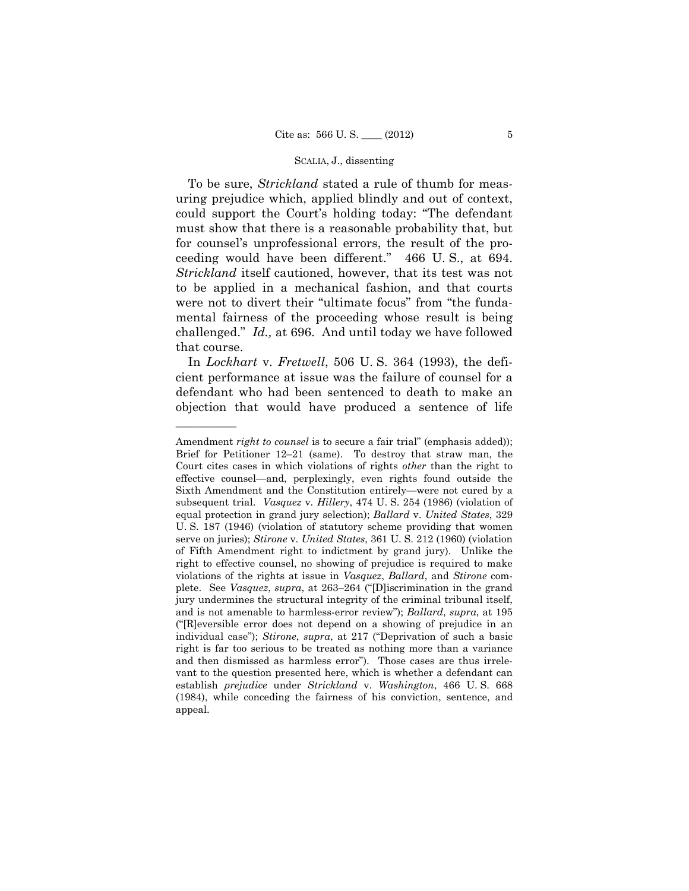To be sure, *Strickland* stated a rule of thumb for measuring prejudice which, applied blindly and out of context, could support the Court's holding today: "The defendant must show that there is a reasonable probability that, but for counsel's unprofessional errors, the result of the proceeding would have been different." 466 U. S., at 694. *Strickland* itself cautioned, however, that its test was not to be applied in a mechanical fashion, and that courts were not to divert their "ultimate focus" from "the fundamental fairness of the proceeding whose result is being challenged." *Id.,* at 696. And until today we have followed that course.

In *Lockhart* v. *Fretwell*, 506 U. S. 364 (1993), the deficient performance at issue was the failure of counsel for a defendant who had been sentenced to death to make an objection that would have produced a sentence of life

---

Amendment *right to counsel* is to secure a fair trial" (emphasis added)); Brief for Petitioner 12–21 (same). To destroy that straw man, the Court cites cases in which violations of rights *other* than the right to effective counsel—and, perplexingly, even rights found outside the Sixth Amendment and the Constitution entirely—were not cured by a subsequent trial. *Vasquez* v. *Hillery*, 474 U. S. 254 (1986) (violation of equal protection in grand jury selection); *Ballard* v. *United States*, 329 U. S. 187 (1946) (violation of statutory scheme providing that women serve on juries); *Stirone* v. *United States*, 361 U. S. 212 (1960) (violation of Fifth Amendment right to indictment by grand jury). Unlike the right to effective counsel, no showing of prejudice is required to make violations of the rights at issue in *Vasquez*, *Ballard*, and *Stirone* complete. See *Vasquez*, *supra*, at 263–264 ("[D]iscrimination in the grand jury undermines the structural integrity of the criminal tribunal itself, and is not amenable to harmless-error review"); *Ballard*, *supra*, at 195 ("[R]eversible error does not depend on a showing of prejudice in an individual case"); *Stirone*, *supra*, at 217 ("Deprivation of such a basic right is far too serious to be treated as nothing more than a variance and then dismissed as harmless error"). Those cases are thus irrelevant to the question presented here, which is whether a defendant can establish *prejudice* under *Strickland* v. *Washington*, 466 U. S. 668 (1984), while conceding the fairness of his conviction, sentence, and appeal.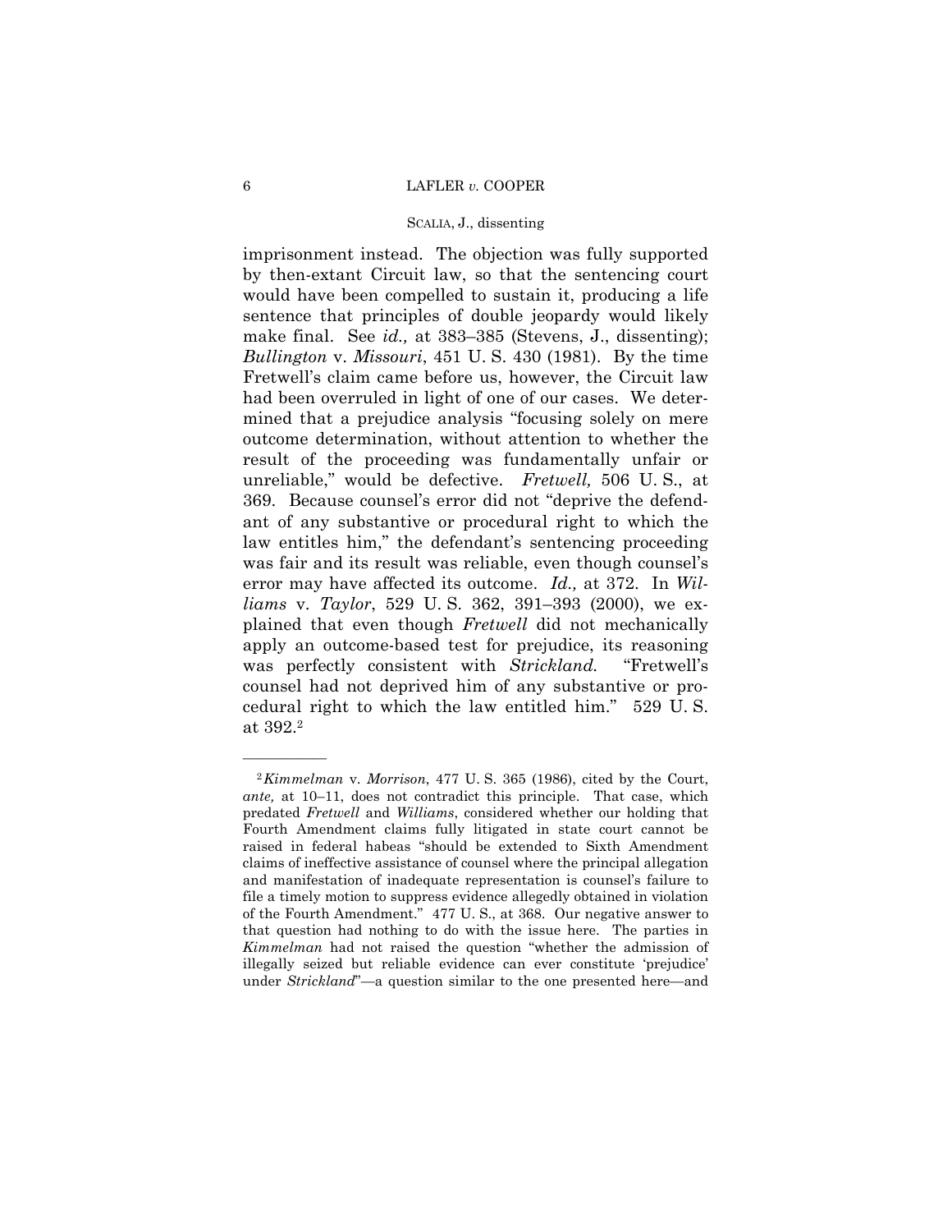imprisonment instead. The objection was fully supported by then-extant Circuit law, so that the sentencing court would have been compelled to sustain it, producing a life sentence that principles of double jeopardy would likely make final. See *id.,* at 383–385 (Stevens, J., dissenting); *Bullington* v. *Missouri*, 451 U. S. 430 (1981). By the time Fretwell's claim came before us, however, the Circuit law had been overruled in light of one of our cases. We determined that a prejudice analysis "focusing solely on mere outcome determination, without attention to whether the result of the proceeding was fundamentally unfair or unreliable," would be defective. *Fretwell,* 506 U. S., at 369. Because counsel's error did not "deprive the defendant of any substantive or procedural right to which the law entitles him," the defendant's sentencing proceeding was fair and its result was reliable, even though counsel's error may have affected its outcome. *Id.,* at 372. In *Williams* v. *Taylor*, 529 U. S. 362, 391–393 (2000), we explained that even though *Fretwell* did not mechanically apply an outcome-based test for prejudice, its reasoning was perfectly consistent with *Strickland.* "Fretwell's counsel had not deprived him of any substantive or procedural right to which the law entitled him." 529 U. S. at 392.[2]

---

[2] *Kimmelman* v. *Morrison*, 477 U. S. 365 (1986), cited by the Court, *ante,* at 10–11, does not contradict this principle. That case, which predated *Fretwell* and *Williams*, considered whether our holding that Fourth Amendment claims fully litigated in state court cannot be raised in federal habeas "should be extended to Sixth Amendment claims of ineffective assistance of counsel where the principal allegation and manifestation of inadequate representation is counsel's failure to file a timely motion to suppress evidence allegedly obtained in violation of the Fourth Amendment." 477 U. S., at 368. Our negative answer to that question had nothing to do with the issue here. The parties in *Kimmelman* had not raised the question "whether the admission of illegally seized but reliable evidence can ever constitute 'prejudice' under *Strickland*"—a question similar to the one presented here—and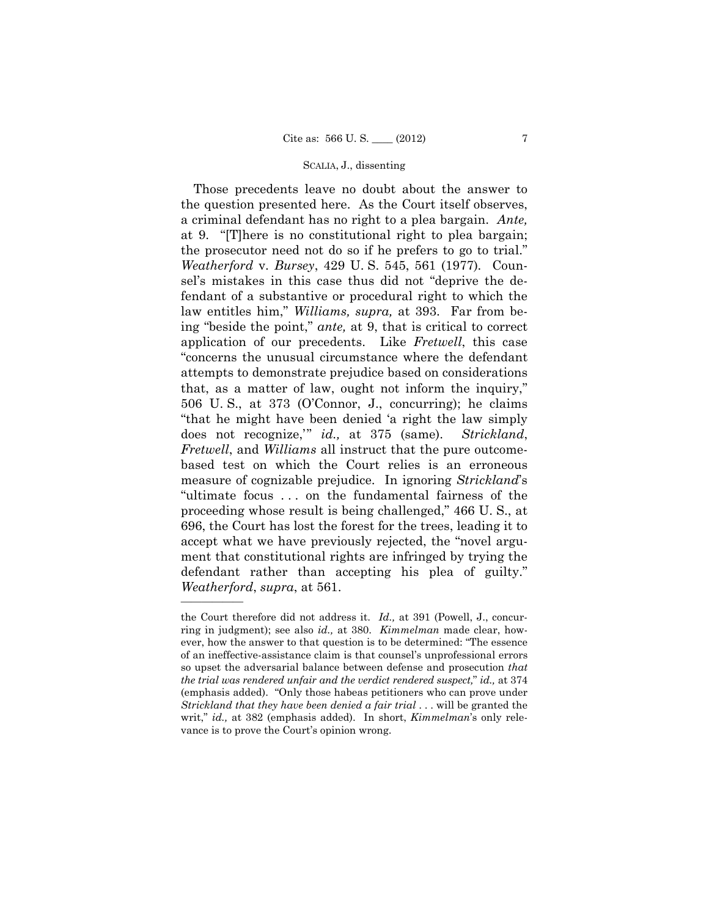Those precedents leave no doubt about the answer to the question presented here. As the Court itself observes, a criminal defendant has no right to a plea bargain. *Ante,* at 9. "[T]here is no constitutional right to plea bargain; the prosecutor need not do so if he prefers to go to trial." *Weatherford* v. *Bursey*, 429 U. S. 545, 561 (1977). Counsel's mistakes in this case thus did not "deprive the defendant of a substantive or procedural right to which the law entitles him," *Williams, supra,* at 393. Far from being "beside the point," *ante,* at 9, that is critical to correct application of our precedents. Like *Fretwell*, this case "concerns the unusual circumstance where the defendant attempts to demonstrate prejudice based on considerations that, as a matter of law, ought not inform the inquiry," 506 U. S., at 373 (O'Connor, J., concurring); he claims "that he might have been denied 'a right the law simply does not recognize,'" *id.,* at 375 (same). *Strickland*, *Fretwell*, and *Williams* all instruct that the pure outcome-based test on which the Court relies is an erroneous measure of cognizable prejudice. In ignoring *Strickland*'s "ultimate focus . . . on the fundamental fairness of the proceeding whose result is being challenged," 466 U. S., at 696, the Court has lost the forest for the trees, leading it to accept what we have previously rejected, the "novel argument that constitutional rights are infringed by trying the defendant rather than accepting his plea of guilty." *Weatherford*, *supra*, at 561.

---

the Court therefore did not address it. *Id.,* at 391 (Powell, J., concurring in judgment); see also *id.,* at 380. *Kimmelman* made clear, however, how the answer to that question is to be determined: "The essence of an ineffective-assistance claim is that counsel's unprofessional errors so upset the adversarial balance between defense and prosecution *that the trial was rendered unfair and the verdict rendered suspect*," *id.,* at 374 (emphasis added). "Only those habeas petitioners who can prove under *Strickland that they have been denied a fair trial* . . . will be granted the writ," *id.,* at 382 (emphasis added). In short, *Kimmelman*'s only relevance is to prove the Court's opinion wrong.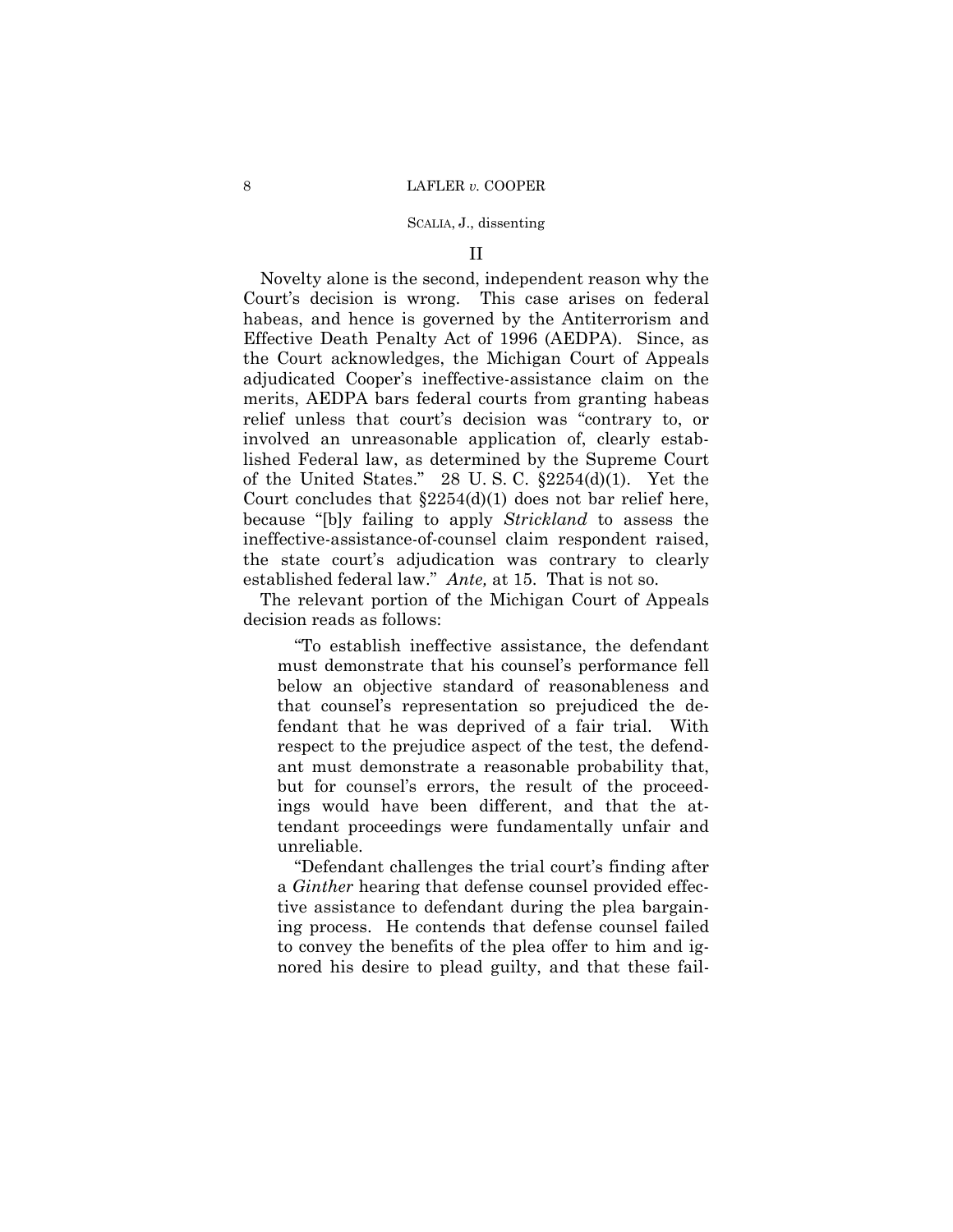## II

Novelty alone is the second, independent reason why the Court's decision is wrong. This case arises on federal habeas, and hence is governed by the Antiterrorism and Effective Death Penalty Act of 1996 (AEDPA). Since, as the Court acknowledges, the Michigan Court of Appeals adjudicated Cooper's ineffective-assistance claim on the merits, AEDPA bars federal courts from granting habeas relief unless that court's decision was "contrary to, or involved an unreasonable application of, clearly established Federal law, as determined by the Supreme Court of the United States." 28 U. S. C. §2254(d)(1). Yet the Court concludes that §2254(d)(1) does not bar relief here, because "[b]y failing to apply *Strickland* to assess the ineffective-assistance-of-counsel claim respondent raised, the state court's adjudication was contrary to clearly established federal law." *Ante,* at 15. That is not so.

The relevant portion of the Michigan Court of Appeals decision reads as follows:

> "To establish ineffective assistance, the defendant must demonstrate that his counsel's performance fell below an objective standard of reasonableness and that counsel's representation so prejudiced the defendant that he was deprived of a fair trial. With respect to the prejudice aspect of the test, the defendant must demonstrate a reasonable probability that, but for counsel's errors, the result of the proceedings would have been different, and that the attendant proceedings were fundamentally unfair and unreliable.
>
> "Defendant challenges the trial court's finding after a *Ginther* hearing that defense counsel provided effective assistance to defendant during the plea bargaining process. He contends that defense counsel failed to convey the benefits of the plea offer to him and ignored his desire to plead guilty, and that these fail-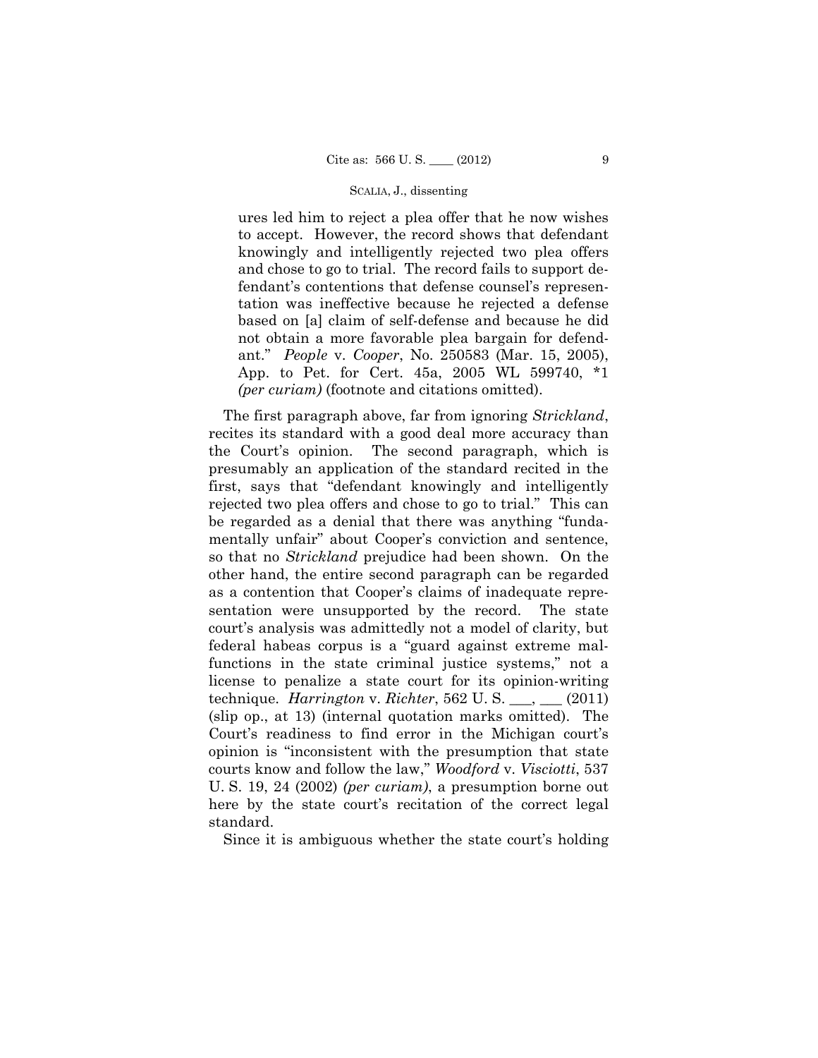> ures led him to reject a plea offer that he now wishes to accept. However, the record shows that defendant knowingly and intelligently rejected two plea offers and chose to go to trial. The record fails to support defendant's contentions that defense counsel's representation was ineffective because he rejected a defense based on [a] claim of self-defense and because he did not obtain a more favorable plea bargain for defendant." *People* v. *Cooper*, No. 250583 (Mar. 15, 2005), App. to Pet. for Cert. 45a, 2005 WL 599740, \*1 *(per curiam)* (footnote and citations omitted).

The first paragraph above, far from ignoring *Strickland*, recites its standard with a good deal more accuracy than the Court's opinion. The second paragraph, which is presumably an application of the standard recited in the first, says that "defendant knowingly and intelligently rejected two plea offers and chose to go to trial." This can be regarded as a denial that there was anything "fundamentally unfair" about Cooper's conviction and sentence, so that no *Strickland* prejudice had been shown. On the other hand, the entire second paragraph can be regarded as a contention that Cooper's claims of inadequate representation were unsupported by the record. The state court's analysis was admittedly not a model of clarity, but federal habeas corpus is a "guard against extreme malfunctions in the state criminal justice systems," not a license to penalize a state court for its opinion-writing technique. *Harrington* v. *Richter*, 562 U. S. ___, ___ (2011) (slip op., at 13) (internal quotation marks omitted). The Court's readiness to find error in the Michigan court's opinion is "inconsistent with the presumption that state courts know and follow the law," *Woodford* v. *Visciotti*, 537 U. S. 19, 24 (2002) *(per curiam)*, a presumption borne out here by the state court's recitation of the correct legal standard.

Since it is ambiguous whether the state court's holding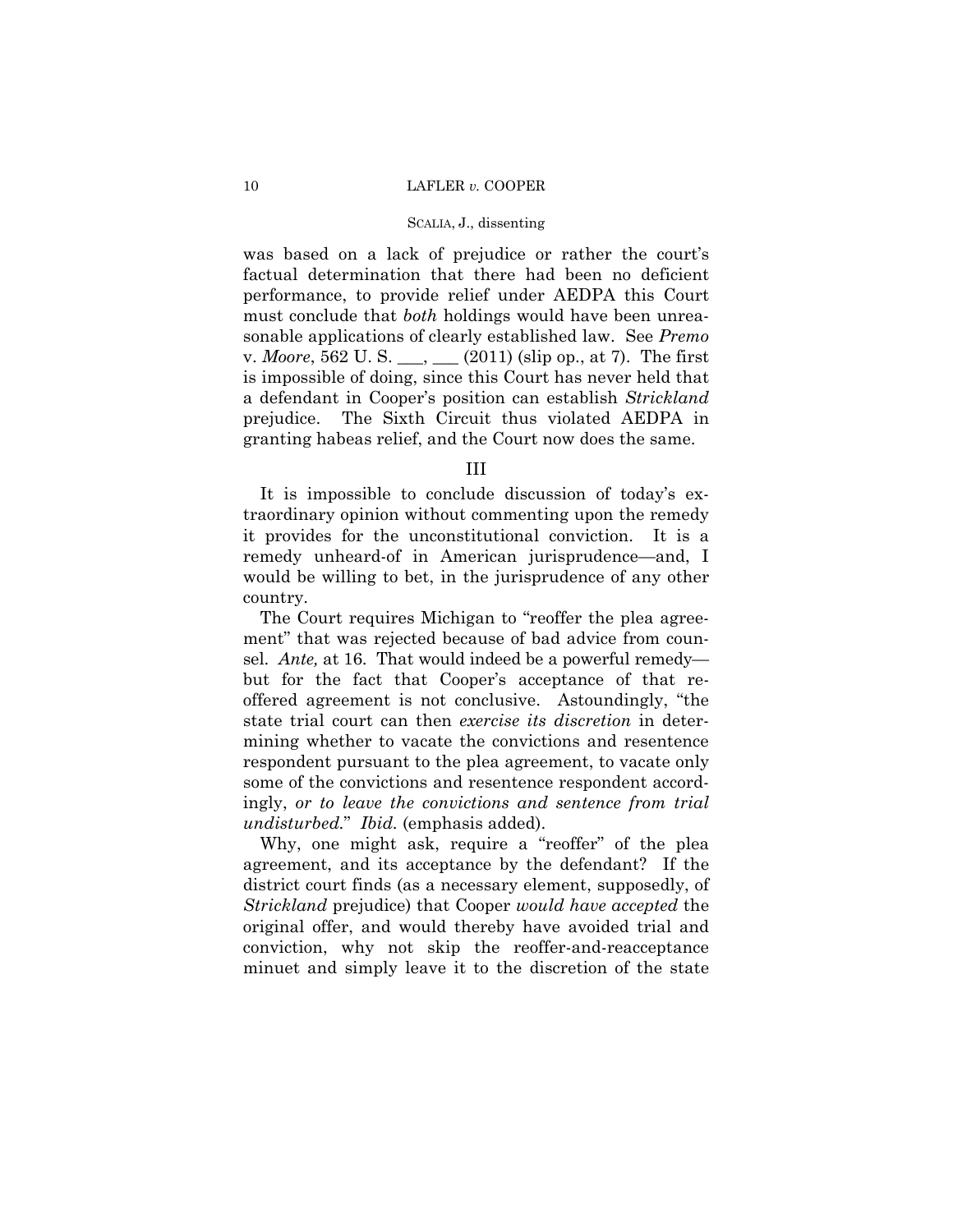was based on a lack of prejudice or rather the court's factual determination that there had been no deficient performance, to provide relief under AEDPA this Court must conclude that *both* holdings would have been unreasonable applications of clearly established law. See *Premo* v. *Moore*, 562 U. S. ___, ___ (2011) (slip op., at 7). The first is impossible of doing, since this Court has never held that a defendant in Cooper's position can establish *Strickland* prejudice. The Sixth Circuit thus violated AEDPA in granting habeas relief, and the Court now does the same.

## III

It is impossible to conclude discussion of today's extraordinary opinion without commenting upon the remedy it provides for the unconstitutional conviction. It is a remedy unheard-of in American jurisprudence—and, I would be willing to bet, in the jurisprudence of any other country.

The Court requires Michigan to "reoffer the plea agreement" that was rejected because of bad advice from counsel. *Ante,* at 16. That would indeed be a powerful remedy—but for the fact that Cooper's acceptance of that reoffered agreement is not conclusive. Astoundingly, "the state trial court can then *exercise its discretion* in determining whether to vacate the convictions and resentence respondent pursuant to the plea agreement, to vacate only some of the convictions and resentence respondent accordingly, *or to leave the convictions and sentence from trial undisturbed.*" *Ibid.* (emphasis added).

Why, one might ask, require a "reoffer" of the plea agreement, and its acceptance by the defendant? If the district court finds (as a necessary element, supposedly, of *Strickland* prejudice) that Cooper *would have accepted* the original offer, and would thereby have avoided trial and conviction, why not skip the reoffer-and-reacceptance minuet and simply leave it to the discretion of the state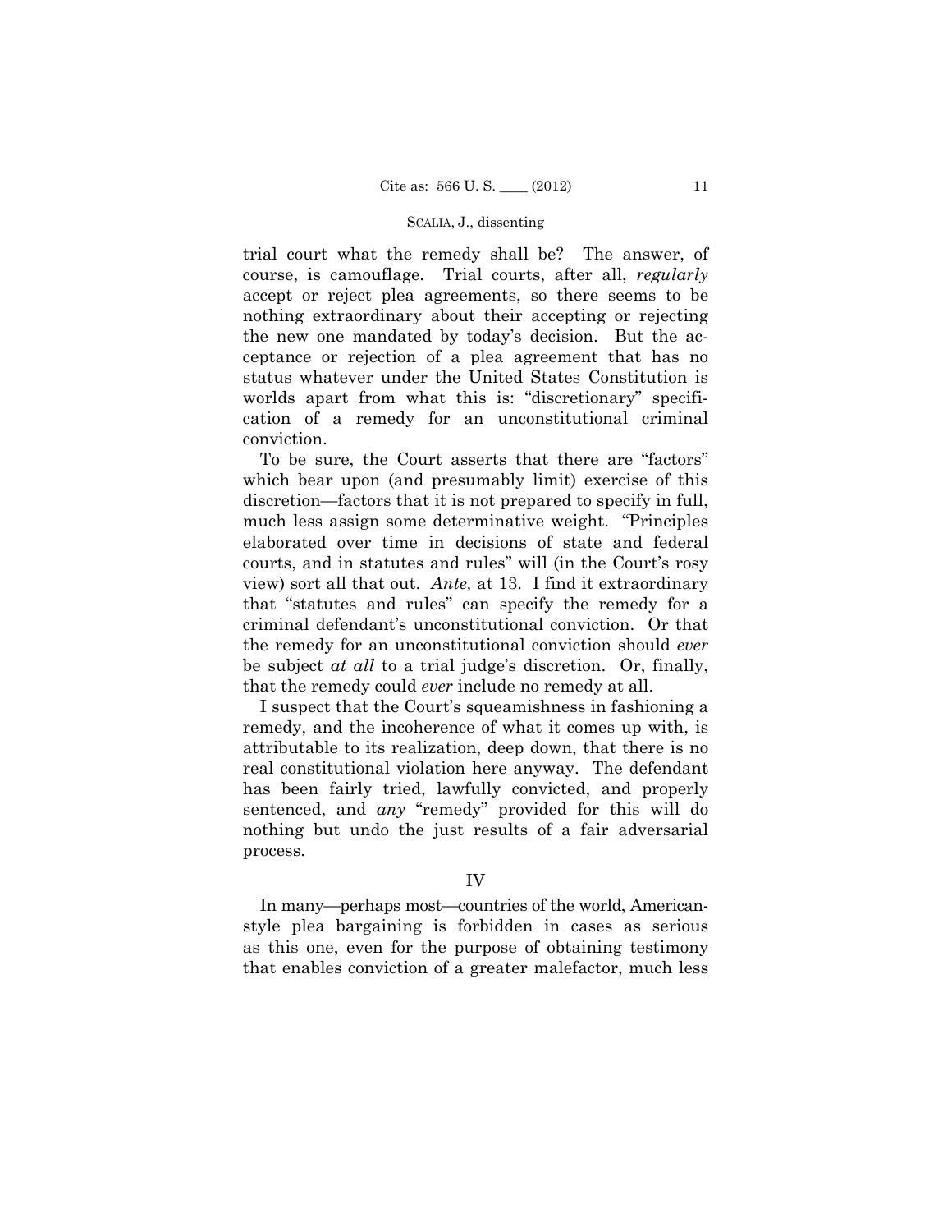trial court what the remedy shall be? The answer, of course, is camouflage. Trial courts, after all, *regularly* accept or reject plea agreements, so there seems to be nothing extraordinary about their accepting or rejecting the new one mandated by today's decision. But the acceptance or rejection of a plea agreement that has no status whatever under the United States Constitution is worlds apart from what this is: "discretionary" specification of a remedy for an unconstitutional criminal conviction.

To be sure, the Court asserts that there are "factors" which bear upon (and presumably limit) exercise of this discretion—factors that it is not prepared to specify in full, much less assign some determinative weight. "Principles elaborated over time in decisions of state and federal courts, and in statutes and rules" will (in the Court's rosy view) sort all that out. *Ante,* at 13. I find it extraordinary that "statutes and rules" can specify the remedy for a criminal defendant's unconstitutional conviction. Or that the remedy for an unconstitutional conviction should *ever* be subject *at all* to a trial judge's discretion. Or, finally, that the remedy could *ever* include no remedy at all.

I suspect that the Court's squeamishness in fashioning a remedy, and the incoherence of what it comes up with, is attributable to its realization, deep down, that there is no real constitutional violation here anyway. The defendant has been fairly tried, lawfully convicted, and properly sentenced, and *any* "remedy" provided for this will do nothing but undo the just results of a fair adversarial process.

## IV

In many—perhaps most—countries of the world, American-style plea bargaining is forbidden in cases as serious as this one, even for the purpose of obtaining testimony that enables conviction of a greater malefactor, much less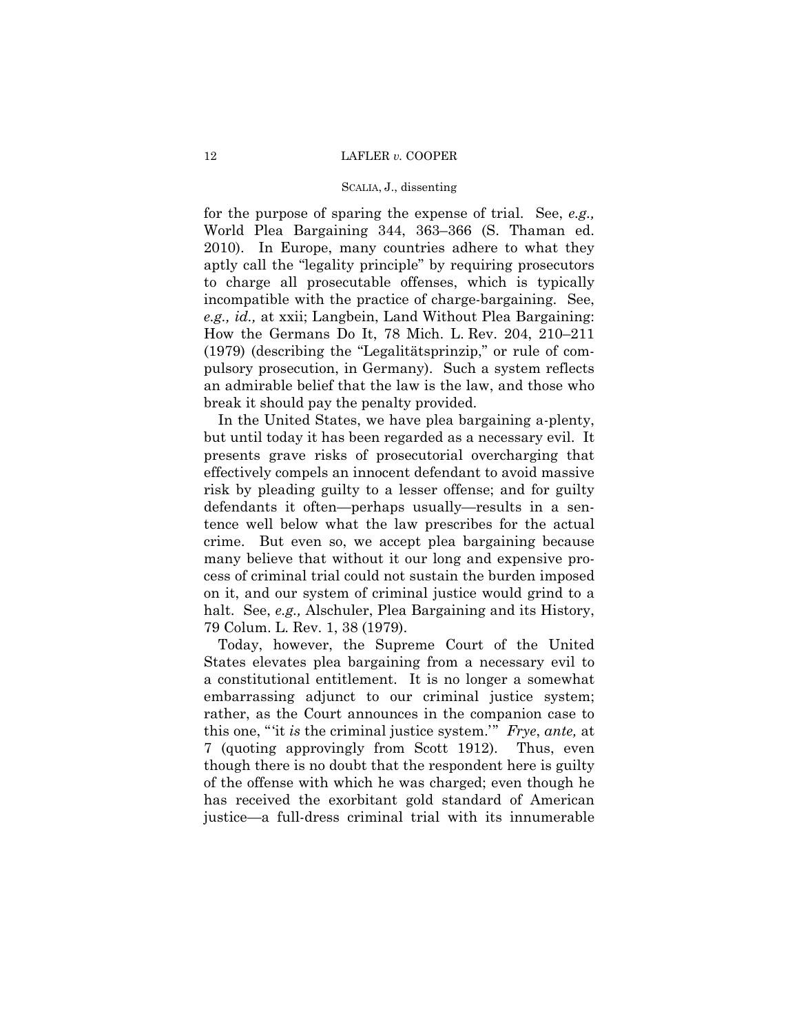for the purpose of sparing the expense of trial. See, *e.g.,* World Plea Bargaining 344, 363–366 (S. Thaman ed. 2010). In Europe, many countries adhere to what they aptly call the "legality principle" by requiring prosecutors to charge all prosecutable offenses, which is typically incompatible with the practice of charge-bargaining. See, *e.g., id.,* at xxii; Langbein, Land Without Plea Bargaining: How the Germans Do It, 78 Mich. L. Rev. 204, 210–211 (1979) (describing the "Legalitätsprinzip," or rule of compulsory prosecution, in Germany). Such a system reflects an admirable belief that the law is the law, and those who break it should pay the penalty provided.

In the United States, we have plea bargaining a-plenty, but until today it has been regarded as a necessary evil. It presents grave risks of prosecutorial overcharging that effectively compels an innocent defendant to avoid massive risk by pleading guilty to a lesser offense; and for guilty defendants it often—perhaps usually—results in a sentence well below what the law prescribes for the actual crime. But even so, we accept plea bargaining because many believe that without it our long and expensive process of criminal trial could not sustain the burden imposed on it, and our system of criminal justice would grind to a halt. See, *e.g.,* Alschuler, Plea Bargaining and its History, 79 Colum. L. Rev. 1, 38 (1979).

Today, however, the Supreme Court of the United States elevates plea bargaining from a necessary evil to a constitutional entitlement. It is no longer a somewhat embarrassing adjunct to our criminal justice system; rather, as the Court announces in the companion case to this one, "'it *is* the criminal justice system.'" *Frye*, *ante,* at 7 (quoting approvingly from Scott 1912). Thus, even though there is no doubt that the respondent here is guilty of the offense with which he was charged; even though he has received the exorbitant gold standard of American justice—a full-dress criminal trial with its innumerable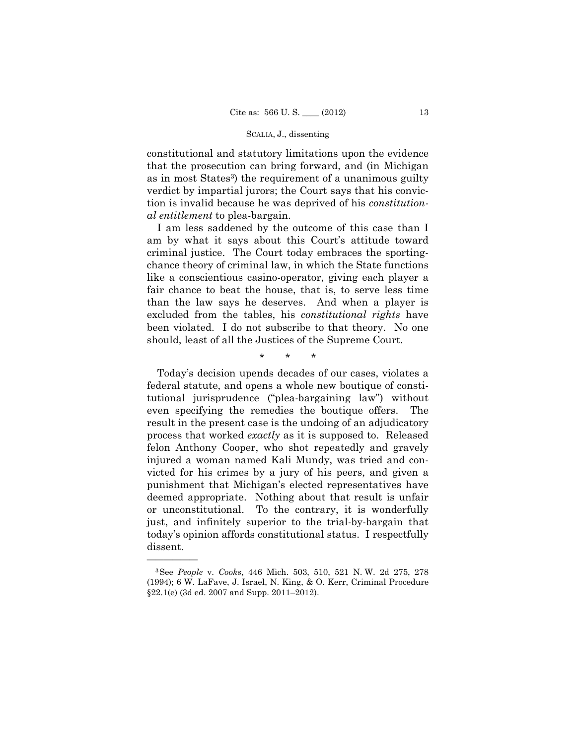constitutional and statutory limitations upon the evidence that the prosecution can bring forward, and (in Michigan as in most States[3]) the requirement of a unanimous guilty verdict by impartial jurors; the Court says that his conviction is invalid because he was deprived of his *constitutional entitlement* to plea-bargain.

I am less saddened by the outcome of this case than I am by what it says about this Court's attitude toward criminal justice. The Court today embraces the sporting-chance theory of criminal law, in which the State functions like a conscientious casino-operator, giving each player a fair chance to beat the house, that is, to serve less time than the law says he deserves. And when a player is excluded from the tables, his *constitutional rights* have been violated. I do not subscribe to that theory. No one should, least of all the Justices of the Supreme Court.

\* \* \*

Today's decision upends decades of our cases, violates a federal statute, and opens a whole new boutique of constitutional jurisprudence ("plea-bargaining law") without even specifying the remedies the boutique offers. The result in the present case is the undoing of an adjudicatory process that worked *exactly* as it is supposed to. Released felon Anthony Cooper, who shot repeatedly and gravely injured a woman named Kali Mundy, was tried and convicted for his crimes by a jury of his peers, and given a punishment that Michigan's elected representatives have deemed appropriate. Nothing about that result is unfair or unconstitutional. To the contrary, it is wonderfully just, and infinitely superior to the trial-by-bargain that today's opinion affords constitutional status. I respectfully dissent.

---

[3] See *People* v. *Cooks*, 446 Mich. 503, 510, 521 N. W. 2d 275, 278 (1994); 6 W. LaFave, J. Israel, N. King, & O. Kerr, Criminal Procedure §22.1(e) (3d ed. 2007 and Supp. 2011–2012).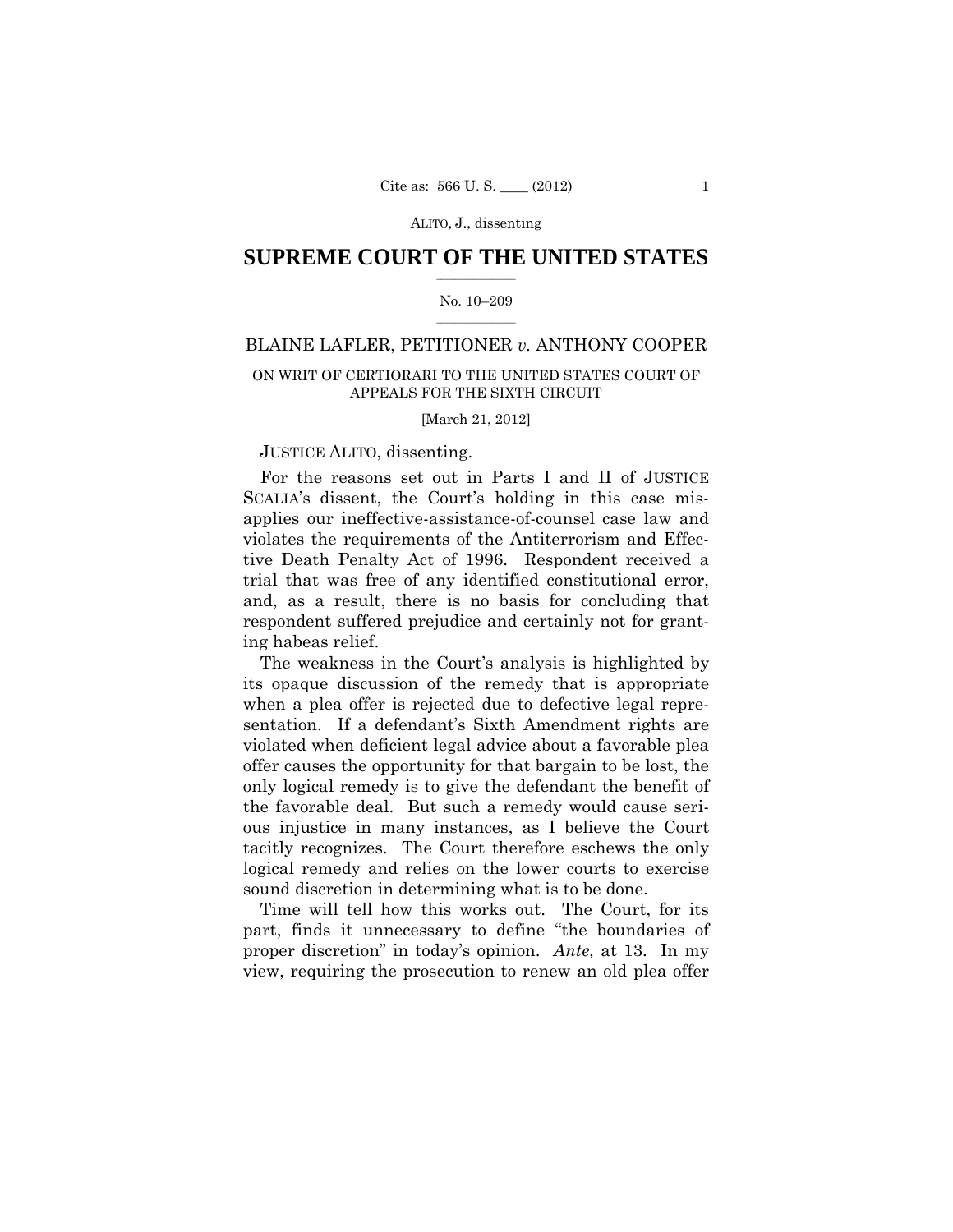# SUPREME COURT OF THE UNITED STATES

No. 10–209

BLAINE LAFLER, PETITIONER *v.* ANTHONY COOPER

ON WRIT OF CERTIORARI TO THE UNITED STATES COURT OF APPEALS FOR THE SIXTH CIRCUIT

[March 21, 2012]

JUSTICE ALITO, dissenting.

For the reasons set out in Parts I and II of JUSTICE SCALIA's dissent, the Court's holding in this case misapplies our ineffective-assistance-of-counsel case law and violates the requirements of the Antiterrorism and Effective Death Penalty Act of 1996. Respondent received a trial that was free of any identified constitutional error, and, as a result, there is no basis for concluding that respondent suffered prejudice and certainly not for granting habeas relief.

The weakness in the Court's analysis is highlighted by its opaque discussion of the remedy that is appropriate when a plea offer is rejected due to defective legal representation. If a defendant's Sixth Amendment rights are violated when deficient legal advice about a favorable plea offer causes the opportunity for that bargain to be lost, the only logical remedy is to give the defendant the benefit of the favorable deal. But such a remedy would cause serious injustice in many instances, as I believe the Court tacitly recognizes. The Court therefore eschews the only logical remedy and relies on the lower courts to exercise sound discretion in determining what is to be done.

Time will tell how this works out. The Court, for its part, finds it unnecessary to define "the boundaries of proper discretion" in today's opinion. *Ante,* at 13. In my view, requiring the prosecution to renew an old plea offer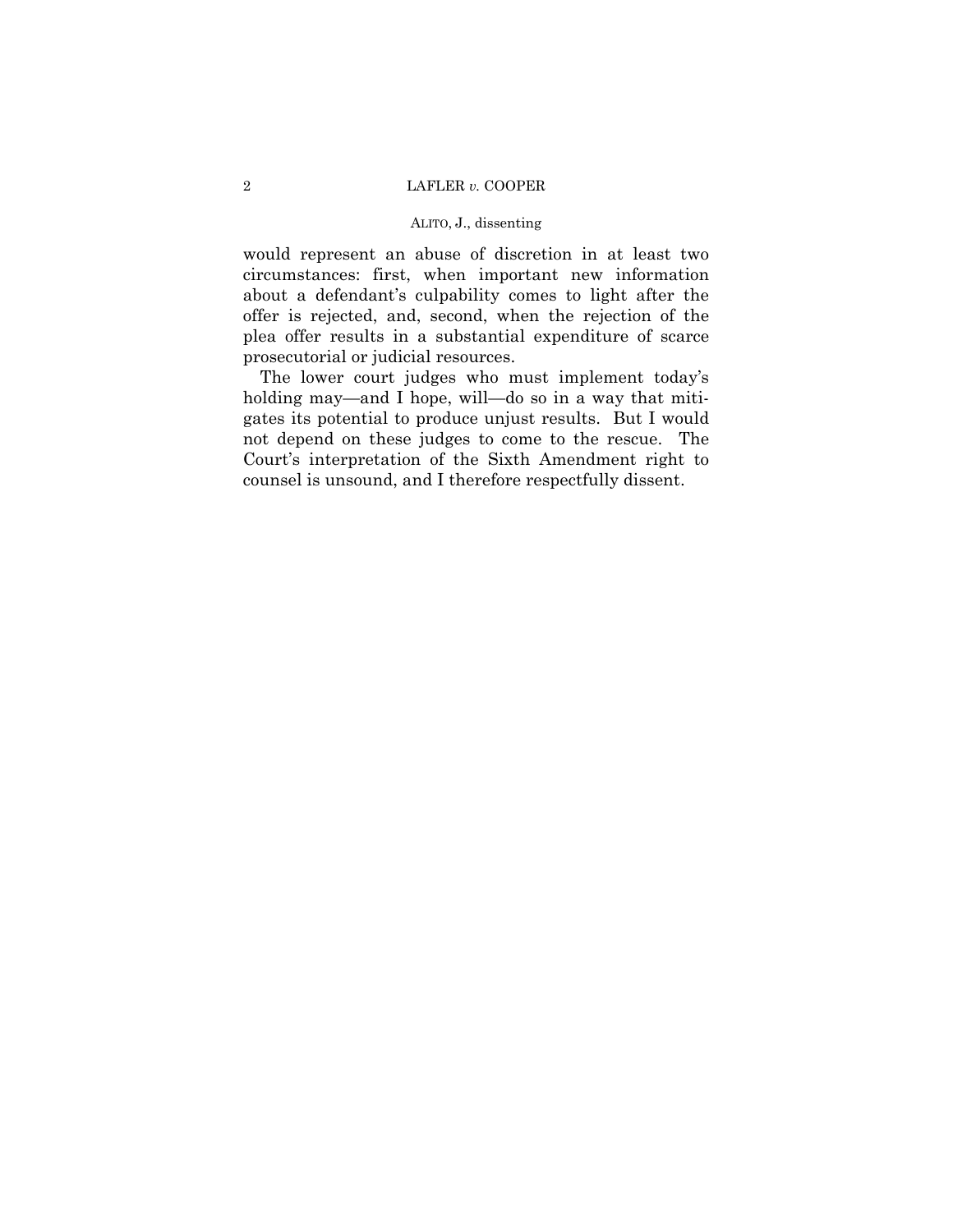would represent an abuse of discretion in at least two circumstances: first, when important new information about a defendant's culpability comes to light after the offer is rejected, and, second, when the rejection of the plea offer results in a substantial expenditure of scarce prosecutorial or judicial resources.

The lower court judges who must implement today's holding may—and I hope, will—do so in a way that mitigates its potential to produce unjust results. But I would not depend on these judges to come to the rescue. The Court's interpretation of the Sixth Amendment right to counsel is unsound, and I therefore respectfully dissent.